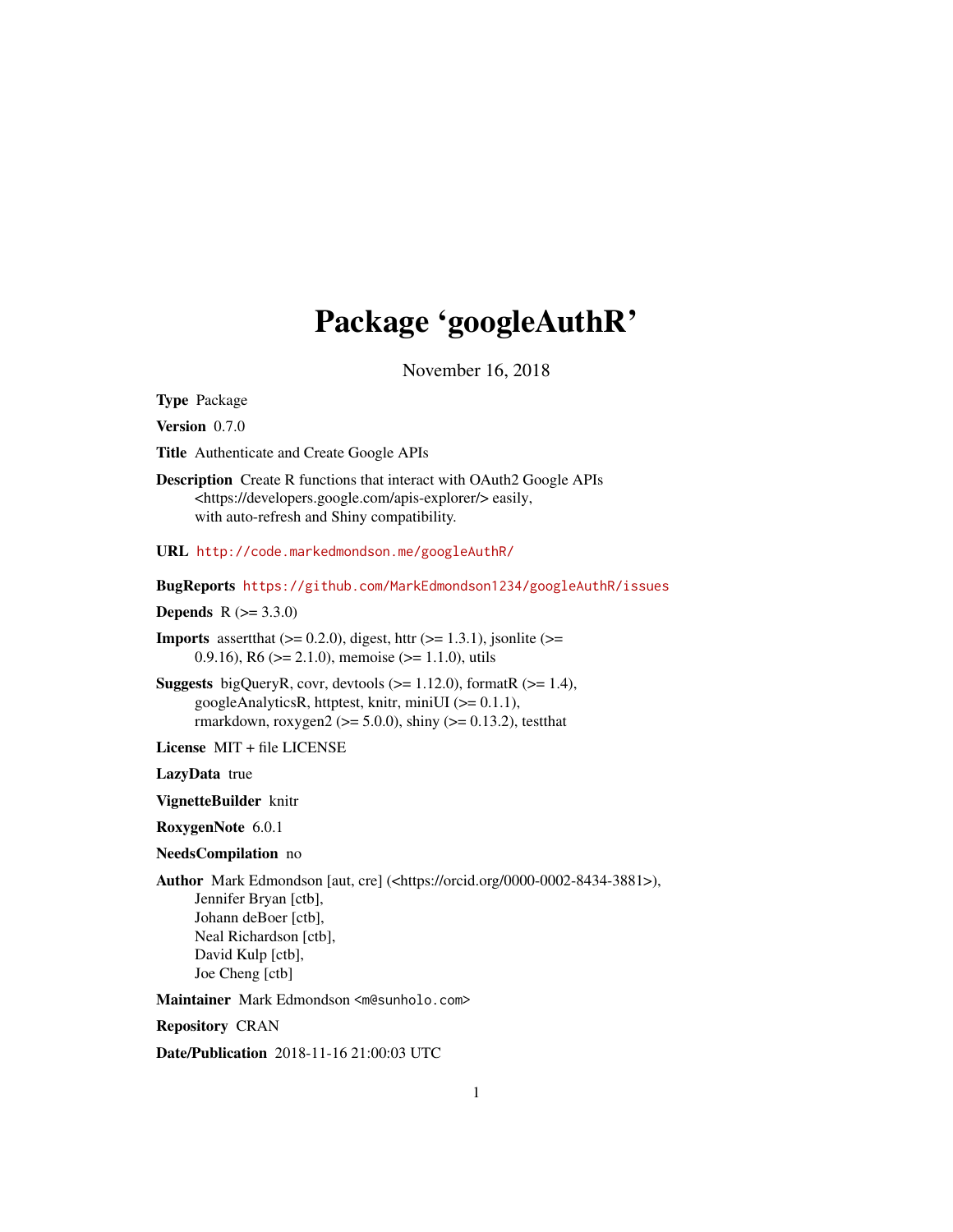# Package 'googleAuthR'

November 16, 2018

**Type** Package

**Version** 0.7.0

**Title** Authenticate and Create Google APIs

**Description** Create R functions that interact with OAuth2 Google APIs <https://developers.google.com/apis-explorer/> easily, with auto-refresh and Shiny compatibility.

**URL** http://code.markedmondson.me/googleAuthR/

**BugReports** https://github.com/MarkEdmondson1234/googleAuthR/issues

**Depends** R (>= 3.3.0)

**Imports** assertthat (>= 0.2.0), digest, httr (>= 1.3.1), jsonlite (>= 0.9.16), R6 (>= 2.1.0), memoise (>= 1.1.0), utils

**Suggests** bigQueryR, covr, devtools (>= 1.12.0), formatR (>= 1.4), googleAnalyticsR, httptest, knitr, miniUI (>= 0.1.1), rmarkdown, roxygen2 (>= 5.0.0), shiny (>= 0.13.2), testthat

**License** MIT + file LICENSE

**LazyData** true

**VignetteBuilder** knitr

**RoxygenNote** 6.0.1

**NeedsCompilation** no

**Author** Mark Edmondson [aut, cre] (<https://orcid.org/0000-0002-8434-3881>), Jennifer Bryan [ctb], Johann deBoer [ctb], Neal Richardson [ctb], David Kulp [ctb], Joe Cheng [ctb]

**Maintainer** Mark Edmondson <m@sunholo.com>

**Repository** CRAN

**Date/Publication** 2018-11-16 21:00:03 UTC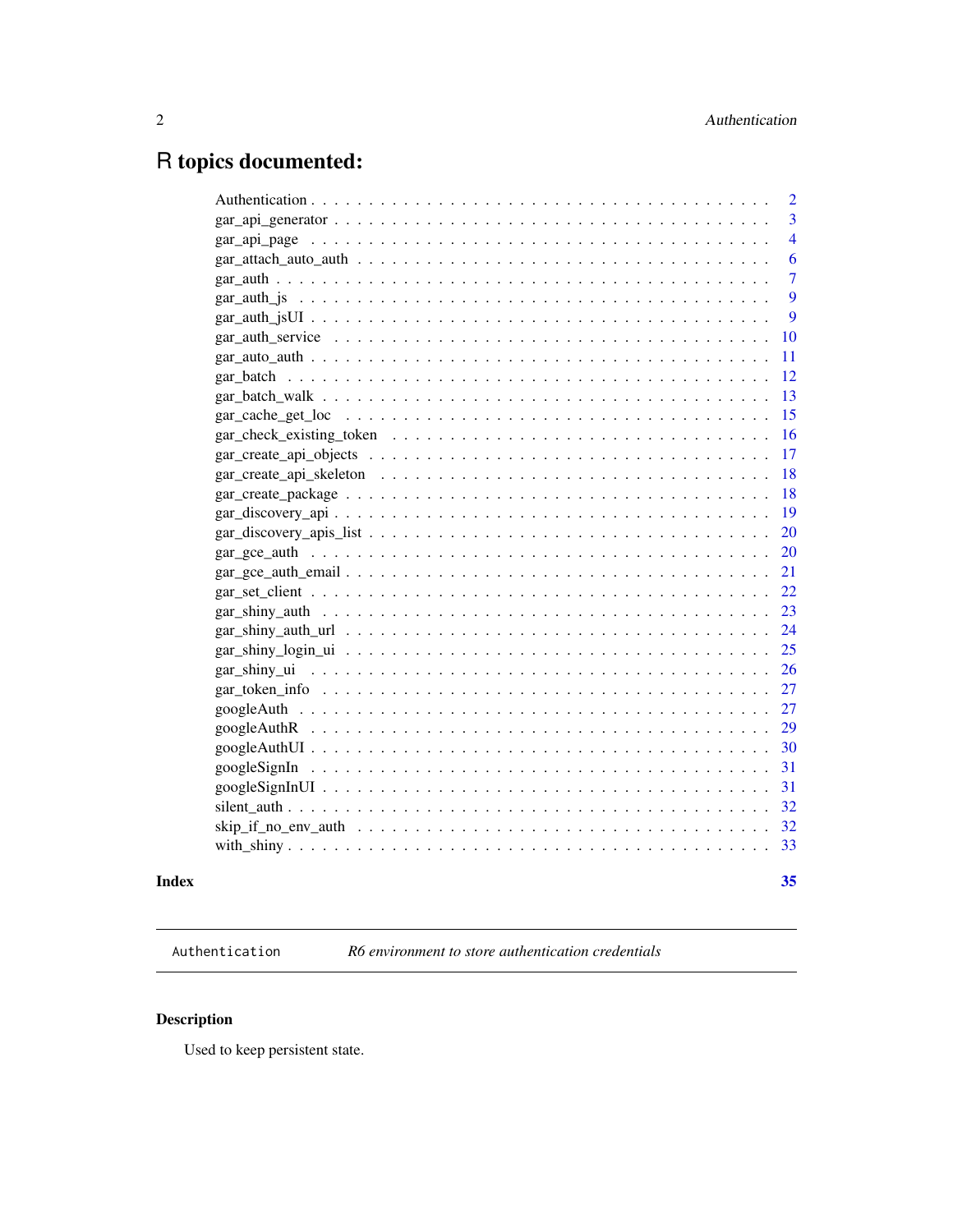# R topics documented:

Authentication . . . . . . . . . . . . . . . . . . . . . . . . . . . . . . . . . . . . . . . . 2
gar_api_generator . . . . . . . . . . . . . . . . . . . . . . . . . . . . . . . . . . . . . . . 3
gar_api_page . . . . . . . . . . . . . . . . . . . . . . . . . . . . . . . . . . . . . . . . . 4
gar_attach_auto_auth . . . . . . . . . . . . . . . . . . . . . . . . . . . . . . . . . . . . . 6
gar_auth . . . . . . . . . . . . . . . . . . . . . . . . . . . . . . . . . . . . . . . . . . . 7
gar_auth_js . . . . . . . . . . . . . . . . . . . . . . . . . . . . . . . . . . . . . . . . . 9
gar_auth_jsUI . . . . . . . . . . . . . . . . . . . . . . . . . . . . . . . . . . . . . . . . 9
gar_auth_service . . . . . . . . . . . . . . . . . . . . . . . . . . . . . . . . . . . . . . 10
gar_auto_auth . . . . . . . . . . . . . . . . . . . . . . . . . . . . . . . . . . . . . . . . 11
gar_batch . . . . . . . . . . . . . . . . . . . . . . . . . . . . . . . . . . . . . . . . . . 12
gar_batch_walk . . . . . . . . . . . . . . . . . . . . . . . . . . . . . . . . . . . . . . . 13
gar_cache_get_loc . . . . . . . . . . . . . . . . . . . . . . . . . . . . . . . . . . . . . 15
gar_check_existing_token . . . . . . . . . . . . . . . . . . . . . . . . . . . . . . . . . . 16
gar_create_api_objects . . . . . . . . . . . . . . . . . . . . . . . . . . . . . . . . . . . 17
gar_create_api_skeleton . . . . . . . . . . . . . . . . . . . . . . . . . . . . . . . . . . 18
gar_create_package . . . . . . . . . . . . . . . . . . . . . . . . . . . . . . . . . . . . . 18
gar_discovery_api . . . . . . . . . . . . . . . . . . . . . . . . . . . . . . . . . . . . . . 19
gar_discovery_apis_list . . . . . . . . . . . . . . . . . . . . . . . . . . . . . . . . . . . 20
gar_gce_auth . . . . . . . . . . . . . . . . . . . . . . . . . . . . . . . . . . . . . . . . 20
gar_gce_auth_email . . . . . . . . . . . . . . . . . . . . . . . . . . . . . . . . . . . . . 21
gar_set_client . . . . . . . . . . . . . . . . . . . . . . . . . . . . . . . . . . . . . . . . 22
gar_shiny_auth . . . . . . . . . . . . . . . . . . . . . . . . . . . . . . . . . . . . . . . 23
gar_shiny_auth_url . . . . . . . . . . . . . . . . . . . . . . . . . . . . . . . . . . . . . 24
gar_shiny_login_ui . . . . . . . . . . . . . . . . . . . . . . . . . . . . . . . . . . . . . 25
gar_shiny_ui . . . . . . . . . . . . . . . . . . . . . . . . . . . . . . . . . . . . . . . . 26
gar_token_info . . . . . . . . . . . . . . . . . . . . . . . . . . . . . . . . . . . . . . . 27
googleAuth . . . . . . . . . . . . . . . . . . . . . . . . . . . . . . . . . . . . . . . . . 27
googleAuthR . . . . . . . . . . . . . . . . . . . . . . . . . . . . . . . . . . . . . . . . 29
googleAuthUI . . . . . . . . . . . . . . . . . . . . . . . . . . . . . . . . . . . . . . . . 30
googleSignIn . . . . . . . . . . . . . . . . . . . . . . . . . . . . . . . . . . . . . . . . 31
googleSignInUI . . . . . . . . . . . . . . . . . . . . . . . . . . . . . . . . . . . . . . . 31
silent_auth . . . . . . . . . . . . . . . . . . . . . . . . . . . . . . . . . . . . . . . . . 32
skip_if_no_env_auth . . . . . . . . . . . . . . . . . . . . . . . . . . . . . . . . . . . . 32
with_shiny . . . . . . . . . . . . . . . . . . . . . . . . . . . . . . . . . . . . . . . . . 33

**Index** **35**

---

`Authentication` *R6 environment to store authentication credentials*

---

## Description

Used to keep persistent state.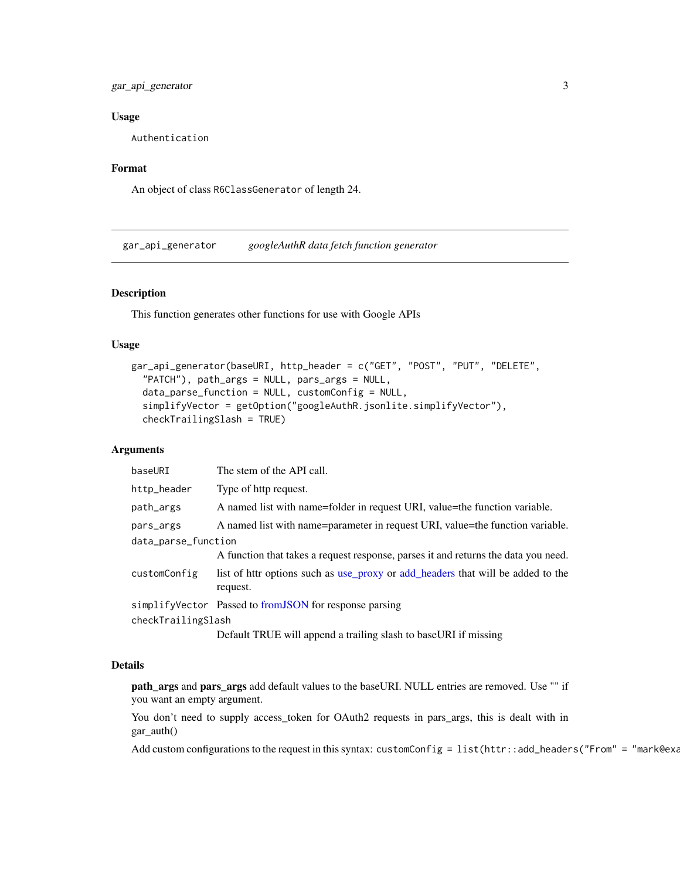### Usage

```
Authentication
```

### Format

An object of class `R6ClassGenerator` of length 24.

---

## gar_api_generator — *googleAuthR data fetch function generator*

### Description

This function generates other functions for use with Google APIs

### Usage

```
gar_api_generator(baseURI, http_header = c("GET", "POST", "PUT", "DELETE",
  "PATCH"), path_args = NULL, pars_args = NULL,
  data_parse_function = NULL, customConfig = NULL,
  simplifyVector = getOption("googleAuthR.jsonlite.simplifyVector"),
  checkTrailingSlash = TRUE)
```

### Arguments

| Argument | Description |
|---|---|
| `baseURI` | The stem of the API call. |
| `http_header` | Type of http request. |
| `path_args` | A named list with name=folder in request URI, value=the function variable. |
| `pars_args` | A named list with name=parameter in request URI, value=the function variable. |
| `data_parse_function` | A function that takes a request response, parses it and returns the data you need. |
| `customConfig` | list of httr options such as use_proxy or add_headers that will be added to the request. |
| `simplifyVector` | Passed to fromJSON for response parsing |
| `checkTrailingSlash` | Default TRUE will append a trailing slash to baseURI if missing |

### Details

**path_args** and **pars_args** add default values to the baseURI. NULL entries are removed. Use "" if you want an empty argument.

You don't need to supply access_token for OAuth2 requests in pars_args, this is dealt with in gar_auth()

Add custom configurations to the request in this syntax: `customConfig = list(httr::add_headers("From" = "mark@exa`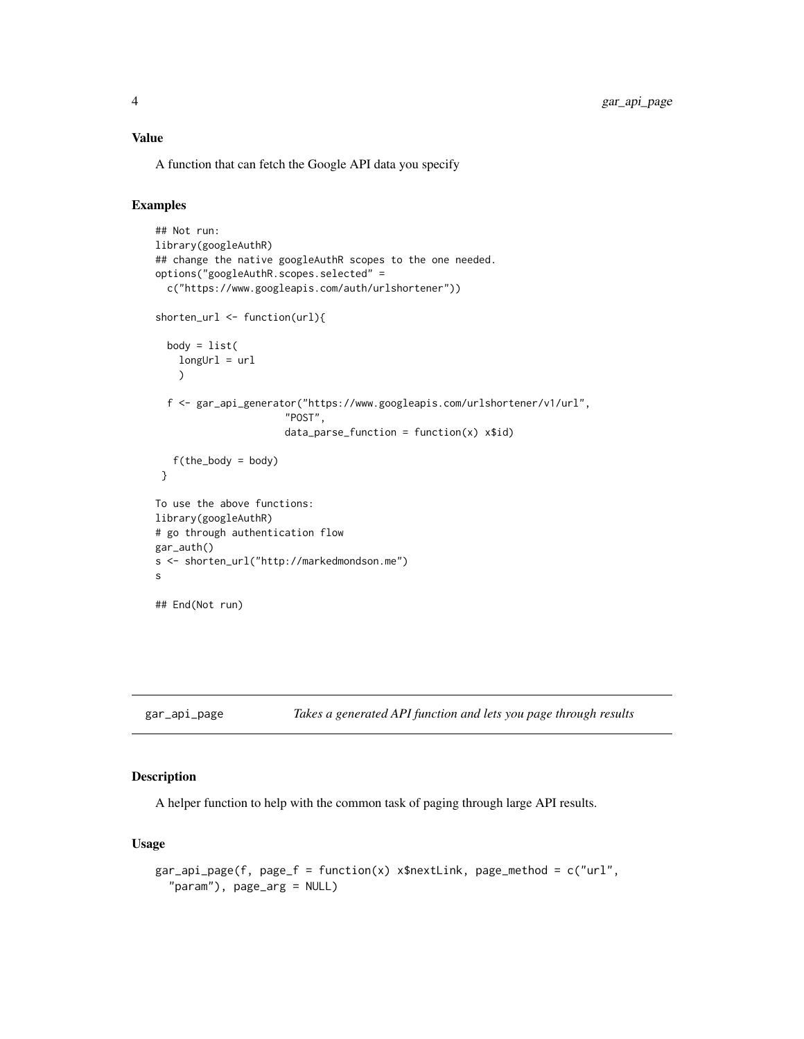### Value

A function that can fetch the Google API data you specify

### Examples

```
## Not run:
library(googleAuthR)
## change the native googleAuthR scopes to the one needed.
options("googleAuthR.scopes.selected" =
  c("https://www.googleapis.com/auth/urlshortener"))

shorten_url <- function(url){

  body = list(
    longUrl = url
    )

  f <- gar_api_generator("https://www.googleapis.com/urlshortener/v1/url",
                        "POST",
                        data_parse_function = function(x) x$id)

   f(the_body = body)
 }

To use the above functions:
library(googleAuthR)
# go through authentication flow
gar_auth()
s <- shorten_url("http://markedmondson.me")
s

## End(Not run)
```

---

## gar_api_page    *Takes a generated API function and lets you page through results*

### Description

A helper function to help with the common task of paging through large API results.

### Usage

```
gar_api_page(f, page_f = function(x) x$nextLink, page_method = c("url",
  "param"), page_arg = NULL)
```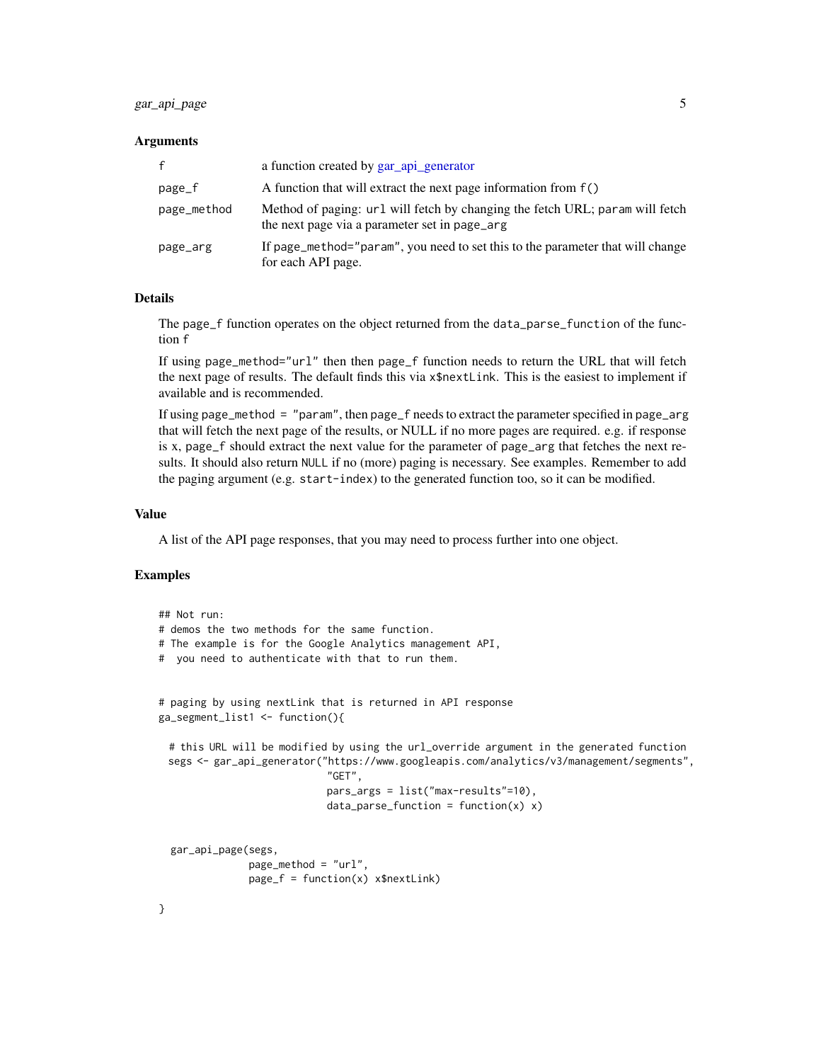### Arguments

| | |
|---|---|
| f | a function created by gar_api_generator |
| page_f | A function that will extract the next page information from `f()` |
| page_method | Method of paging: `url` will fetch by changing the fetch URL; `param` will fetch the next page via a parameter set in `page_arg` |
| page_arg | If `page_method="param"`, you need to set this to the parameter that will change for each API page. |

### Details

The `page_f` function operates on the object returned from the `data_parse_function` of the function `f`

If using `page_method="url"` then then `page_f` function needs to return the URL that will fetch the next page of results. The default finds this via `x$nextLink`. This is the easiest to implement if available and is recommended.

If using `page_method = "param"`, then `page_f` needs to extract the parameter specified in `page_arg` that will fetch the next page of the results, or NULL if no more pages are required. e.g. if response is x, `page_f` should extract the next value for the parameter of `page_arg` that fetches the next results. It should also return `NULL` if no (more) paging is necessary. See examples. Remember to add the paging argument (e.g. `start-index`) to the generated function too, so it can be modified.

### Value

A list of the API page responses, that you may need to process further into one object.

### Examples

```
## Not run:
# demos the two methods for the same function.
# The example is for the Google Analytics management API,
#  you need to authenticate with that to run them.


# paging by using nextLink that is returned in API response
ga_segment_list1 <- function(){

  # this URL will be modified by using the url_override argument in the generated function
  segs <- gar_api_generator("https://www.googleapis.com/analytics/v3/management/segments",
                            "GET",
                            pars_args = list("max-results"=10),
                            data_parse_function = function(x) x)


  gar_api_page(segs,
               page_method = "url",
               page_f = function(x) x$nextLink)

}
```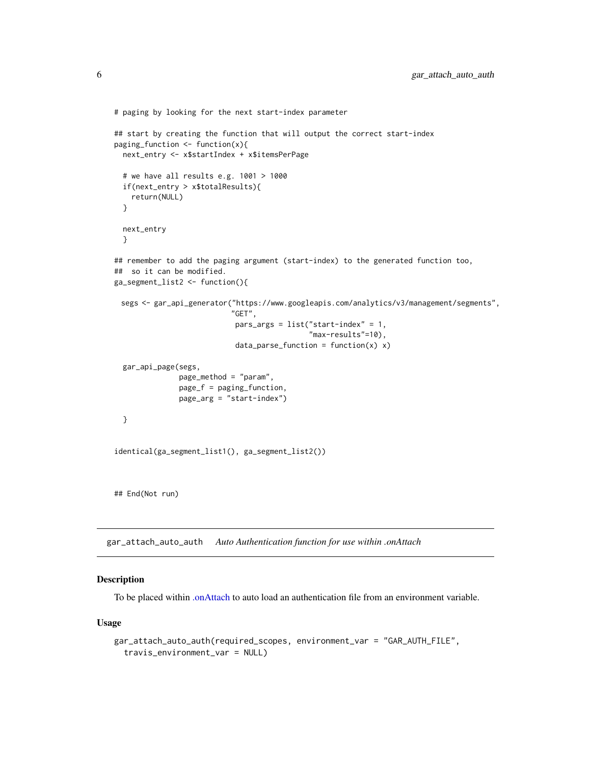```
# paging by looking for the next start-index parameter

## start by creating the function that will output the correct start-index
paging_function <- function(x){
  next_entry <- x$startIndex + x$itemsPerPage

  # we have all results e.g. 1001 > 1000
  if(next_entry > x$totalResults){
    return(NULL)
  }

  next_entry
  }

## remember to add the paging argument (start-index) to the generated function too,
##  so it can be modified.
ga_segment_list2 <- function(){

 segs <- gar_api_generator("https://www.googleapis.com/analytics/v3/management/segments",
                          "GET",
                           pars_args = list("start-index" = 1,
                                            "max-results"=10),
                           data_parse_function = function(x) x)

  gar_api_page(segs,
               page_method = "param",
               page_f = paging_function,
               page_arg = "start-index")

  }


identical(ga_segment_list1(), ga_segment_list2())



## End(Not run)
```

## gar_attach_auto_auth — *Auto Authentication function for use within .onAttach*

### Description

To be placed within .onAttach to auto load an authentication file from an environment variable.

### Usage

```
gar_attach_auto_auth(required_scopes, environment_var = "GAR_AUTH_FILE",
  travis_environment_var = NULL)
```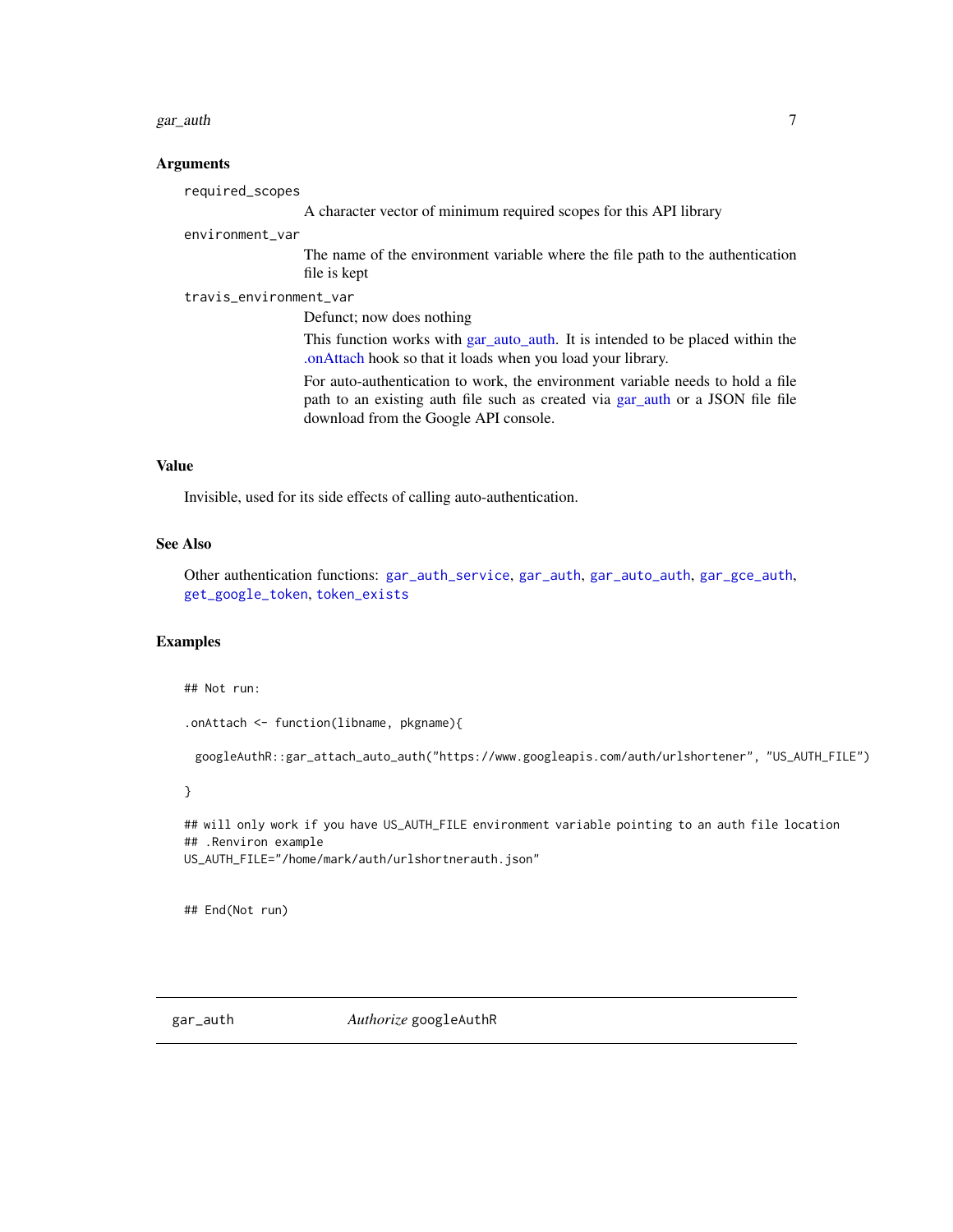### Arguments

`required_scopes`
: A character vector of minimum required scopes for this API library

`environment_var`
: The name of the environment variable where the file path to the authentication file is kept

`travis_environment_var`
: Defunct; now does nothing

  This function works with gar_auto_auth. It is intended to be placed within the .onAttach hook so that it loads when you load your library.

  For auto-authentication to work, the environment variable needs to hold a file path to an existing auth file such as created via gar_auth or a JSON file file download from the Google API console.

### Value

Invisible, used for its side effects of calling auto-authentication.

### See Also

Other authentication functions: `gar_auth_service`, `gar_auth`, `gar_auto_auth`, `gar_gce_auth`, `get_google_token`, `token_exists`

### Examples

```
## Not run:

.onAttach <- function(libname, pkgname){

  googleAuthR::gar_attach_auto_auth("https://www.googleapis.com/auth/urlshortener", "US_AUTH_FILE")

}

## will only work if you have US_AUTH_FILE environment variable pointing to an auth file location
## .Renviron example
US_AUTH_FILE="/home/mark/auth/urlshortnerauth.json"


## End(Not run)
```

---

## gar_auth — *Authorize* googleAuthR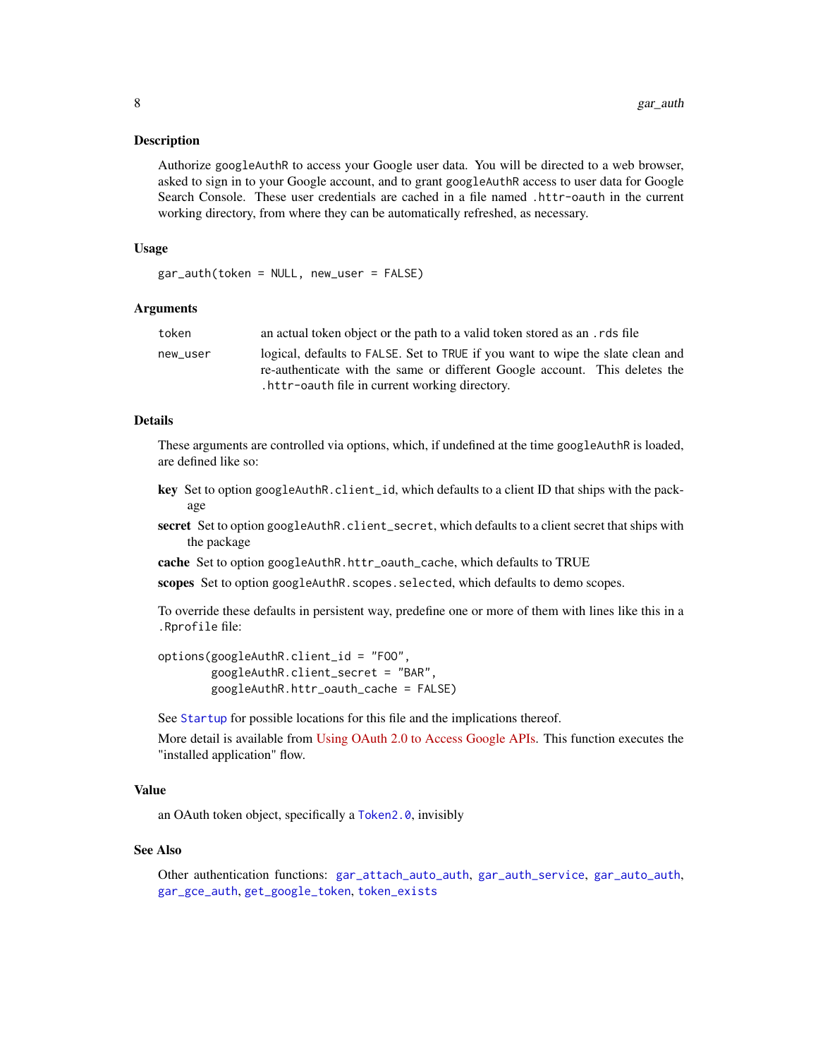### Description

Authorize `googleAuthR` to access your Google user data. You will be directed to a web browser, asked to sign in to your Google account, and to grant `googleAuthR` access to user data for Google Search Console. These user credentials are cached in a file named `.httr-oauth` in the current working directory, from where they can be automatically refreshed, as necessary.

### Usage

```
gar_auth(token = NULL, new_user = FALSE)
```

### Arguments

| | |
|---|---|
| `token` | an actual token object or the path to a valid token stored as an `.rds` file |
| `new_user` | logical, defaults to `FALSE`. Set to `TRUE` if you want to wipe the slate clean and re-authenticate with the same or different Google account. This deletes the `.httr-oauth` file in current working directory. |

### Details

These arguments are controlled via options, which, if undefined at the time `googleAuthR` is loaded, are defined like so:

**key** Set to option `googleAuthR.client_id`, which defaults to a client ID that ships with the package

**secret** Set to option `googleAuthR.client_secret`, which defaults to a client secret that ships with the package

**cache** Set to option `googleAuthR.httr_oauth_cache`, which defaults to TRUE

**scopes** Set to option `googleAuthR.scopes.selected`, which defaults to demo scopes.

To override these defaults in persistent way, predefine one or more of them with lines like this in a `.Rprofile` file:

```
options(googleAuthR.client_id = "FOO",
        googleAuthR.client_secret = "BAR",
        googleAuthR.httr_oauth_cache = FALSE)
```

See `Startup` for possible locations for this file and the implications thereof.

More detail is available from Using OAuth 2.0 to Access Google APIs. This function executes the "installed application" flow.

### Value

an OAuth token object, specifically a `Token2.0`, invisibly

### See Also

Other authentication functions: `gar_attach_auto_auth`, `gar_auth_service`, `gar_auto_auth`, `gar_gce_auth`, `get_google_token`, `token_exists`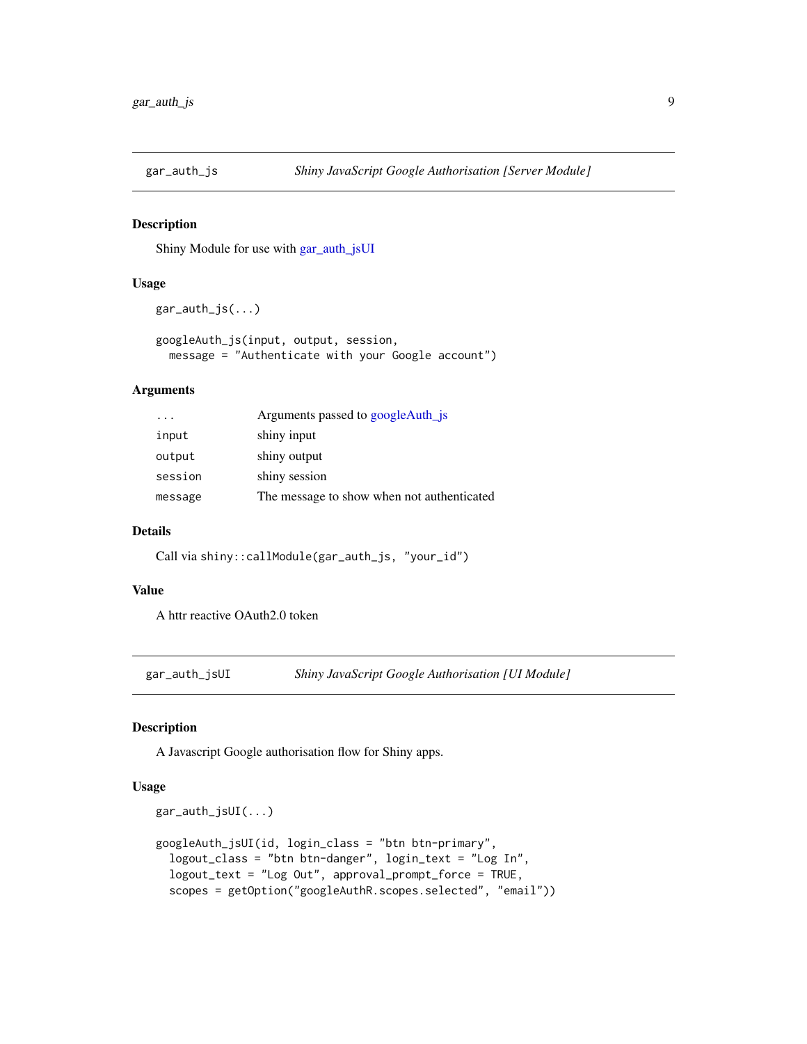## gar_auth_js — *Shiny JavaScript Google Authorisation [Server Module]*

### Description

Shiny Module for use with gar_auth_jsUI

### Usage

```
gar_auth_js(...)

googleAuth_js(input, output, session,
  message = "Authenticate with your Google account")
```

### Arguments

| | |
|---|---|
| `...` | Arguments passed to googleAuth_js |
| `input` | shiny input |
| `output` | shiny output |
| `session` | shiny session |
| `message` | The message to show when not authenticated |

### Details

Call via `shiny::callModule(gar_auth_js, "your_id")`

### Value

A httr reactive OAuth2.0 token

## gar_auth_jsUI — *Shiny JavaScript Google Authorisation [UI Module]*

### Description

A Javascript Google authorisation flow for Shiny apps.

### Usage

```
gar_auth_jsUI(...)

googleAuth_jsUI(id, login_class = "btn btn-primary",
  logout_class = "btn btn-danger", login_text = "Log In",
  logout_text = "Log Out", approval_prompt_force = TRUE,
  scopes = getOption("googleAuthR.scopes.selected", "email"))
```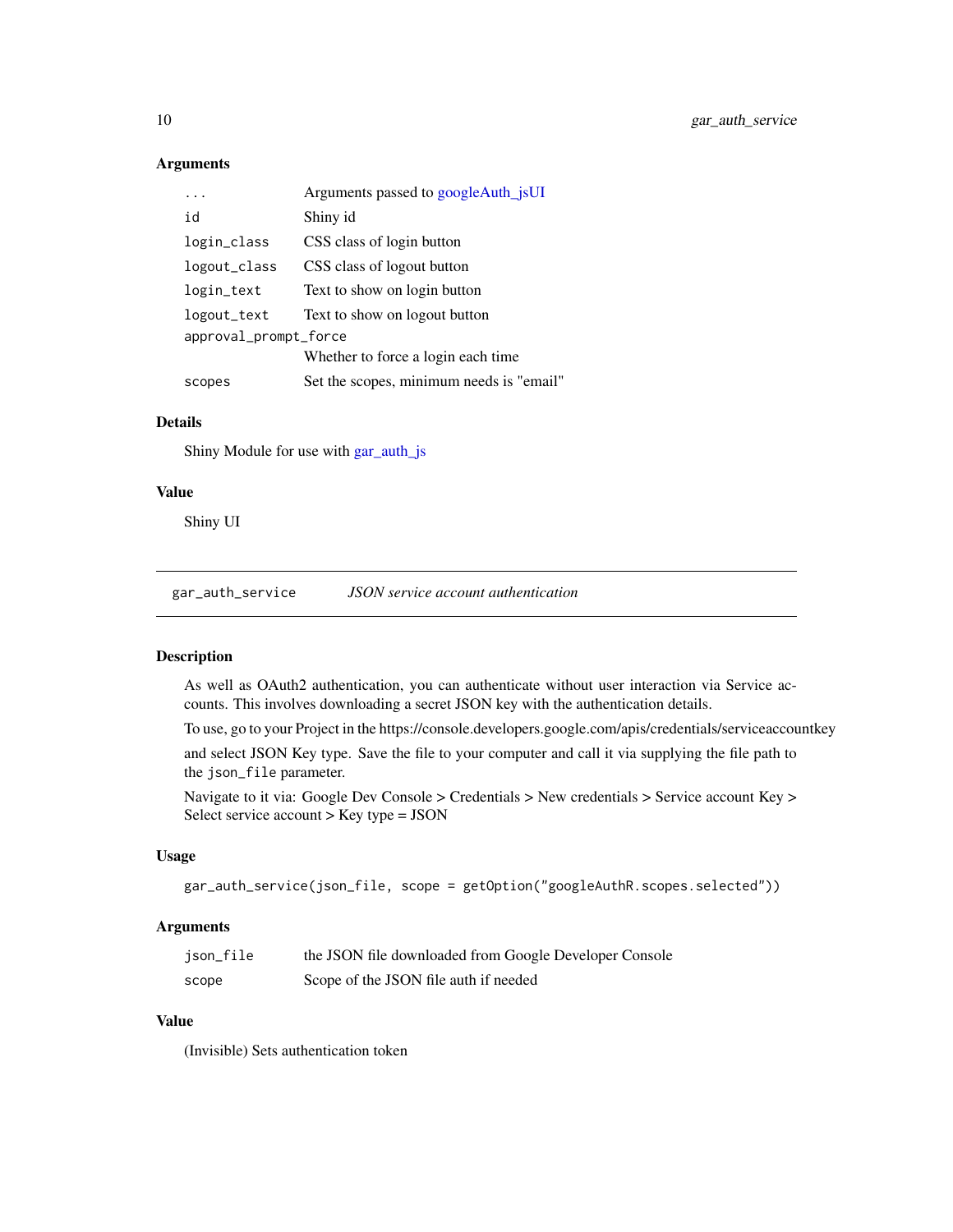### Arguments

| | |
|---|---|
| `...` | Arguments passed to googleAuth_jsUI |
| `id` | Shiny id |
| `login_class` | CSS class of login button |
| `logout_class` | CSS class of logout button |
| `login_text` | Text to show on login button |
| `logout_text` | Text to show on logout button |
| `approval_prompt_force` | Whether to force a login each time |
| `scopes` | Set the scopes, minimum needs is "email" |

### Details

Shiny Module for use with gar_auth_js

### Value

Shiny UI

---

## `gar_auth_service` *JSON service account authentication*

---

### Description

As well as OAuth2 authentication, you can authenticate without user interaction via Service accounts. This involves downloading a secret JSON key with the authentication details.

To use, go to your Project in the https://console.developers.google.com/apis/credentials/serviceaccountkey

and select JSON Key type. Save the file to your computer and call it via supplying the file path to the `json_file` parameter.

Navigate to it via: Google Dev Console > Credentials > New credentials > Service account Key > Select service account > Key type = JSON

### Usage

```
gar_auth_service(json_file, scope = getOption("googleAuthR.scopes.selected"))
```

### Arguments

| | |
|---|---|
| `json_file` | the JSON file downloaded from Google Developer Console |
| `scope` | Scope of the JSON file auth if needed |

### Value

(Invisible) Sets authentication token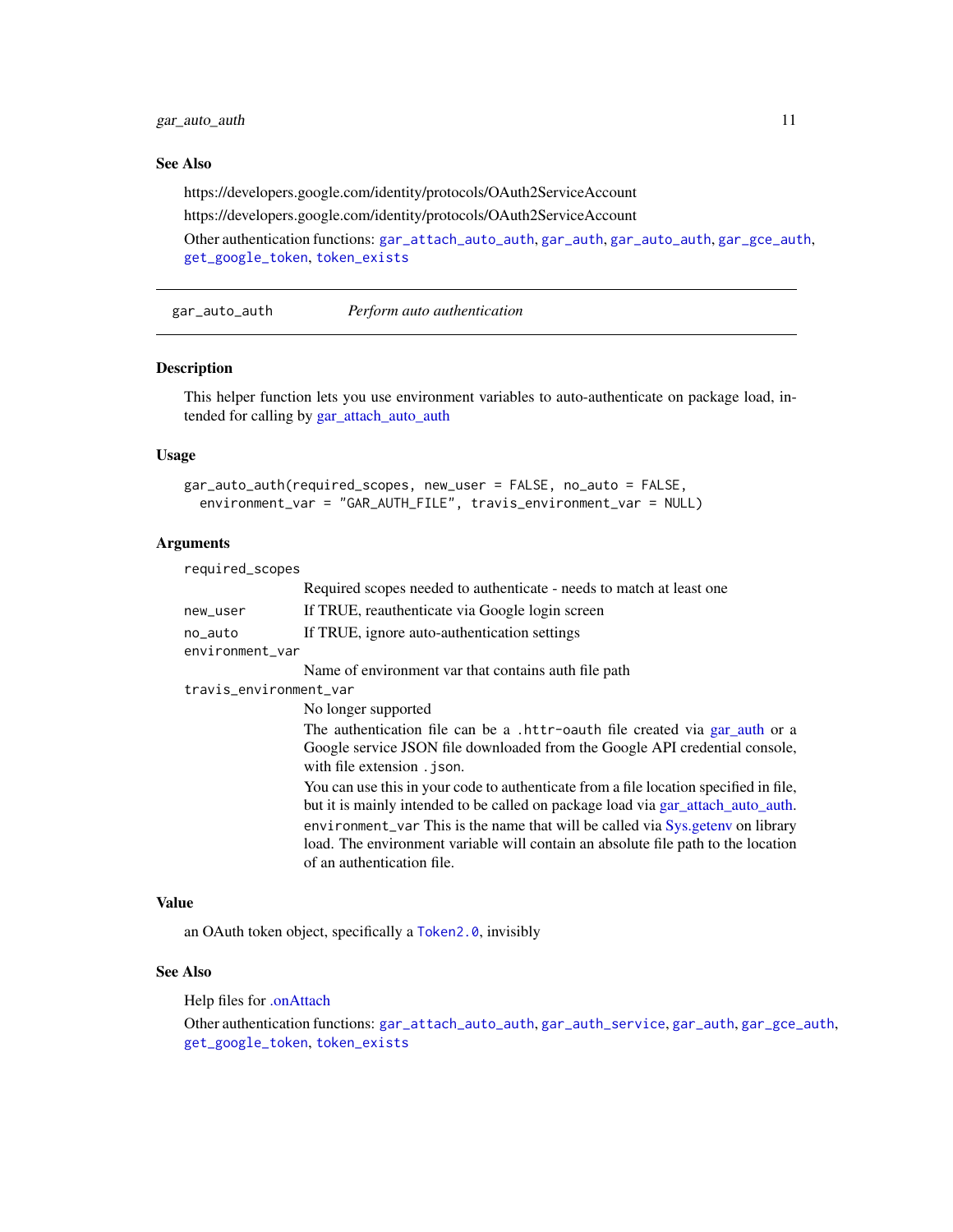### See Also

https://developers.google.com/identity/protocols/OAuth2ServiceAccount

https://developers.google.com/identity/protocols/OAuth2ServiceAccount

Other authentication functions: `gar_attach_auto_auth`, `gar_auth`, `gar_auto_auth`, `gar_gce_auth`, `get_google_token`, `token_exists`

---

## gar_auto_auth — *Perform auto authentication*

### Description

This helper function lets you use environment variables to auto-authenticate on package load, intended for calling by gar_attach_auto_auth

### Usage

```
gar_auto_auth(required_scopes, new_user = FALSE, no_auto = FALSE,
  environment_var = "GAR_AUTH_FILE", travis_environment_var = NULL)
```

### Arguments

| | |
|---|---|
| `required_scopes` | Required scopes needed to authenticate - needs to match at least one |
| `new_user` | If TRUE, reauthenticate via Google login screen |
| `no_auto` | If TRUE, ignore auto-authentication settings |
| `environment_var` | Name of environment var that contains auth file path |
| `travis_environment_var` | No longer supported<br><br>The authentication file can be a `.httr-oauth` file created via gar_auth or a Google service JSON file downloaded from the Google API credential console, with file extension `.json`.<br><br>You can use this in your code to authenticate from a file location specified in file, but it is mainly intended to be called on package load via gar_attach_auto_auth.<br><br>`environment_var` This is the name that will be called via Sys.getenv on library load. The environment variable will contain an absolute file path to the location of an authentication file. |

### Value

an OAuth token object, specifically a `Token2.0`, invisibly

### See Also

Help files for .onAttach

Other authentication functions: `gar_attach_auto_auth`, `gar_auth_service`, `gar_auth`, `gar_gce_auth`, `get_google_token`, `token_exists`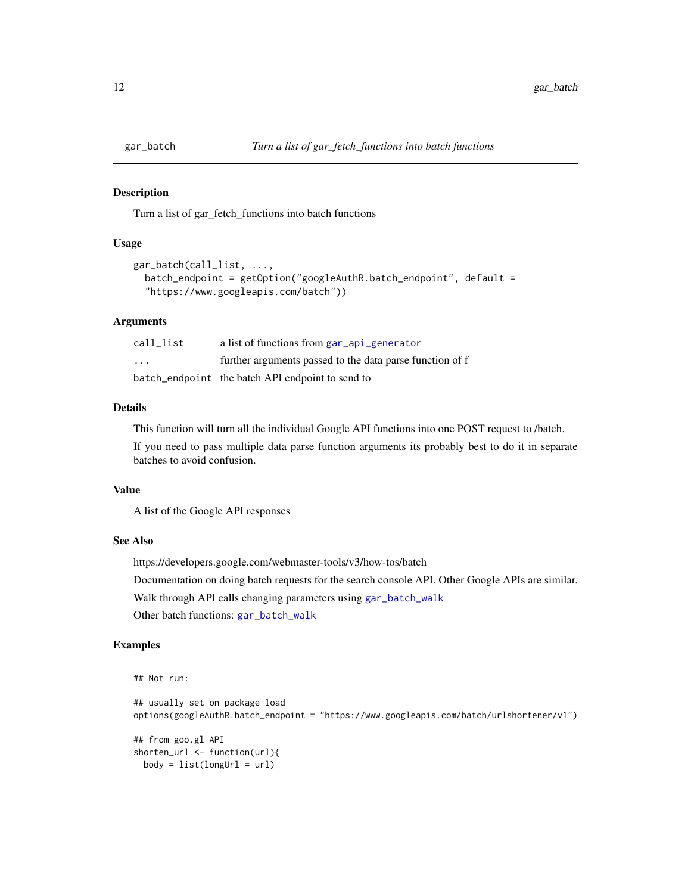## gar_batch — *Turn a list of gar_fetch_functions into batch functions*

### Description

Turn a list of gar_fetch_functions into batch functions

### Usage

```
gar_batch(call_list, ...,
  batch_endpoint = getOption("googleAuthR.batch_endpoint", default =
  "https://www.googleapis.com/batch"))
```

### Arguments

| | |
|---|---|
| call_list | a list of functions from gar_api_generator |
| ... | further arguments passed to the data parse function of f |
| batch_endpoint | the batch API endpoint to send to |

### Details

This function will turn all the individual Google API functions into one POST request to /batch.

If you need to pass multiple data parse function arguments its probably best to do it in separate batches to avoid confusion.

### Value

A list of the Google API responses

### See Also

https://developers.google.com/webmaster-tools/v3/how-tos/batch

Documentation on doing batch requests for the search console API. Other Google APIs are similar.

Walk through API calls changing parameters using gar_batch_walk

Other batch functions: gar_batch_walk

### Examples

```
## Not run:

## usually set on package load
options(googleAuthR.batch_endpoint = "https://www.googleapis.com/batch/urlshortener/v1")

## from goo.gl API
shorten_url <- function(url){
  body = list(longUrl = url)
```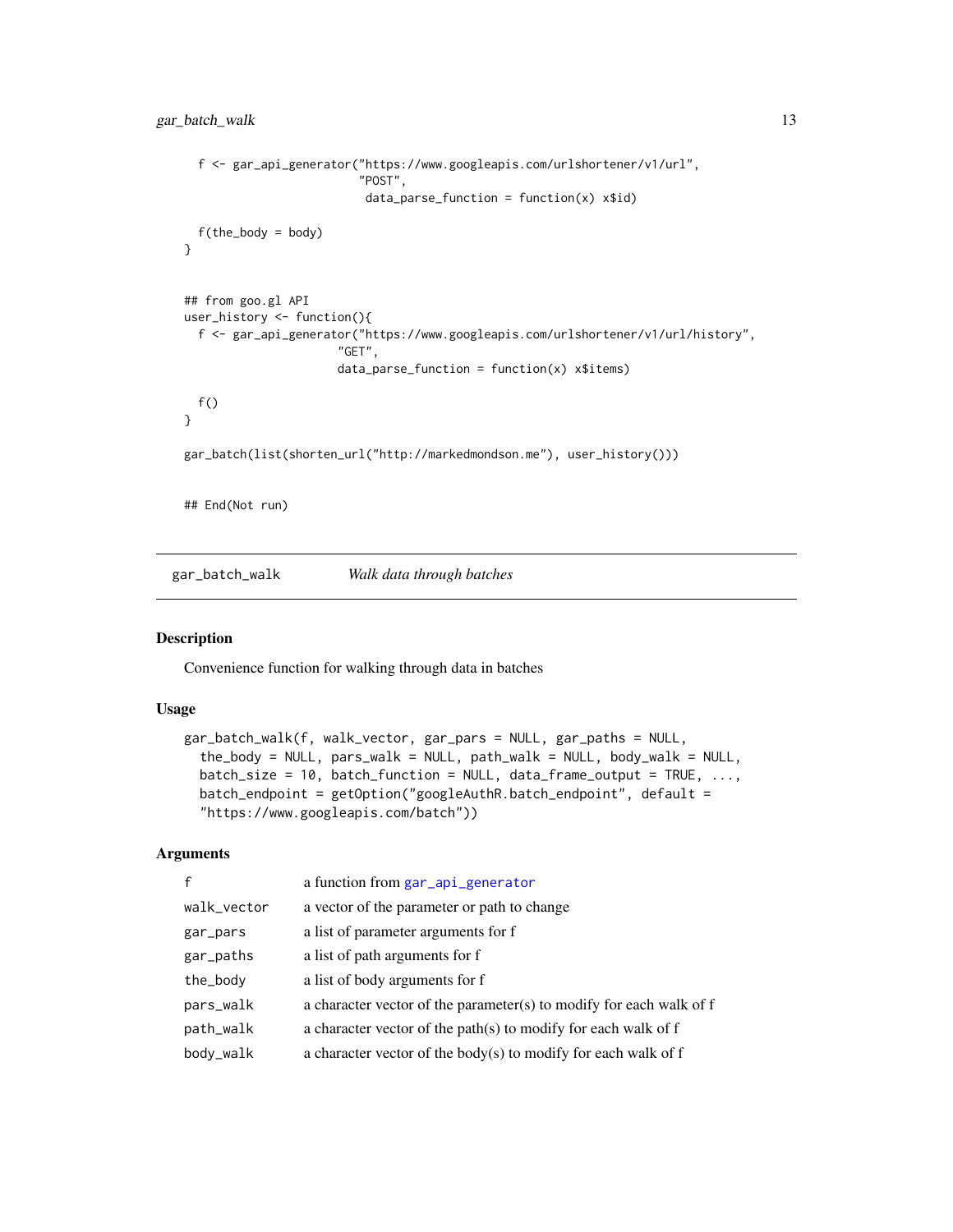```
  f <- gar_api_generator("https://www.googleapis.com/urlshortener/v1/url",
                         "POST",
                          data_parse_function = function(x) x$id)

  f(the_body = body)
}


## from goo.gl API
user_history <- function(){
  f <- gar_api_generator("https://www.googleapis.com/urlshortener/v1/url/history",
                      "GET",
                      data_parse_function = function(x) x$items)

  f()
}

gar_batch(list(shorten_url("http://markedmondson.me"), user_history()))


## End(Not run)
```

## gar_batch_walk — *Walk data through batches*

### Description

Convenience function for walking through data in batches

### Usage

```
gar_batch_walk(f, walk_vector, gar_pars = NULL, gar_paths = NULL,
  the_body = NULL, pars_walk = NULL, path_walk = NULL, body_walk = NULL,
  batch_size = 10, batch_function = NULL, data_frame_output = TRUE, ...,
  batch_endpoint = getOption("googleAuthR.batch_endpoint", default =
  "https://www.googleapis.com/batch"))
```

### Arguments

| | |
|---|---|
| `f` | a function from `gar_api_generator` |
| `walk_vector` | a vector of the parameter or path to change |
| `gar_pars` | a list of parameter arguments for f |
| `gar_paths` | a list of path arguments for f |
| `the_body` | a list of body arguments for f |
| `pars_walk` | a character vector of the parameter(s) to modify for each walk of f |
| `path_walk` | a character vector of the path(s) to modify for each walk of f |
| `body_walk` | a character vector of the body(s) to modify for each walk of f |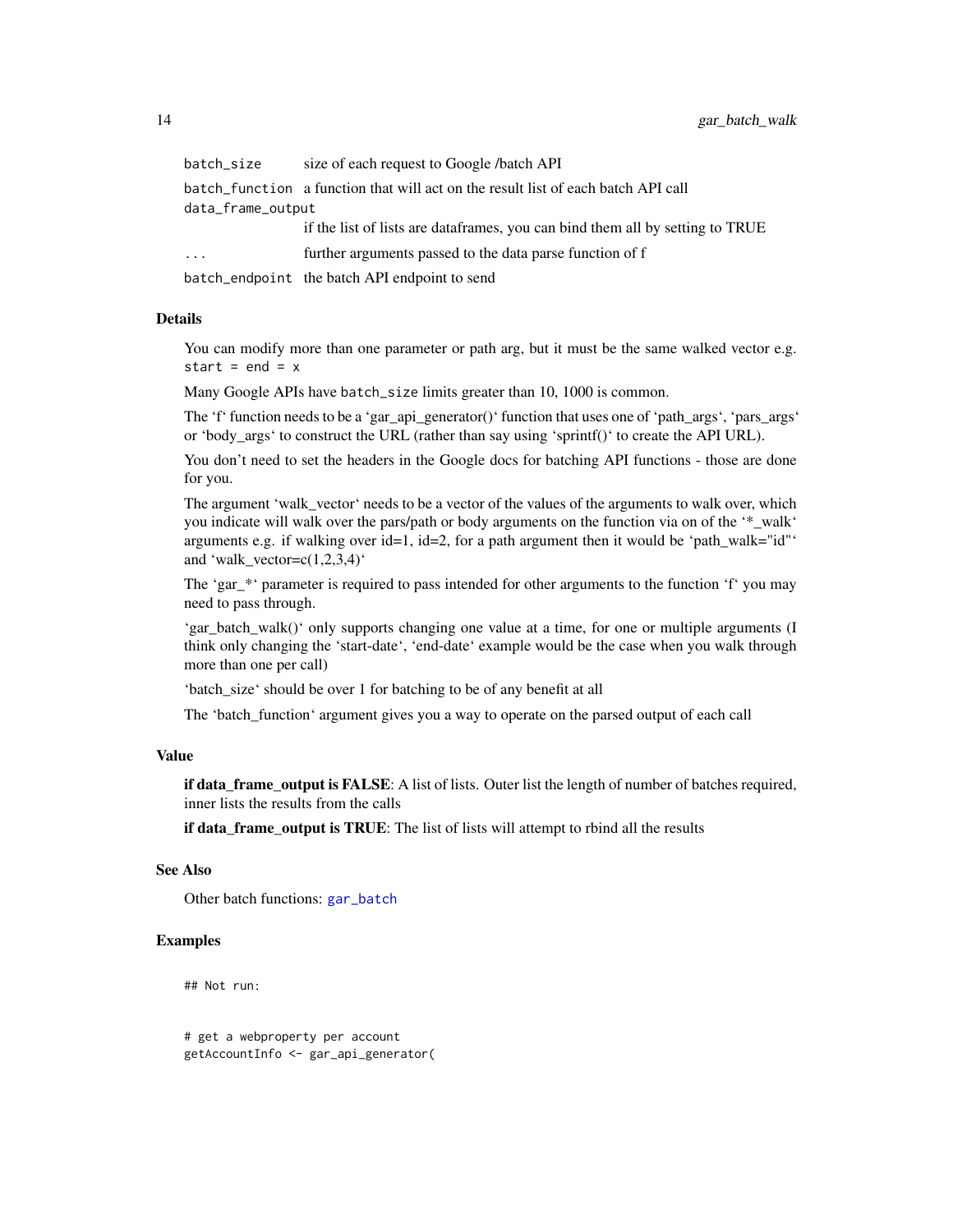| | |
|---|---|
| `batch_size` | size of each request to Google /batch API |
| `batch_function` | a function that will act on the result list of each batch API call |
| `data_frame_output` | if the list of lists are dataframes, you can bind them all by setting to TRUE |
| `...` | further arguments passed to the data parse function of f |
| `batch_endpoint` | the batch API endpoint to send |

## Details

You can modify more than one parameter or path arg, but it must be the same walked vector e.g. `start = end = x`

Many Google APIs have `batch_size` limits greater than 10, 1000 is common.

The 'f' function needs to be a 'gar_api_generator()' function that uses one of 'path_args', 'pars_args' or 'body_args' to construct the URL (rather than say using 'sprintf()' to create the API URL).

You don't need to set the headers in the Google docs for batching API functions - those are done for you.

The argument 'walk_vector' needs to be a vector of the values of the arguments to walk over, which you indicate will walk over the pars/path or body arguments on the function via on of the '*_walk' arguments e.g. if walking over id=1, id=2, for a path argument then it would be 'path_walk="id"' and 'walk_vector=c(1,2,3,4)'

The 'gar_*' parameter is required to pass intended for other arguments to the function 'f' you may need to pass through.

'gar_batch_walk()' only supports changing one value at a time, for one or multiple arguments (I think only changing the 'start-date', 'end-date' example would be the case when you walk through more than one per call)

'batch_size' should be over 1 for batching to be of any benefit at all

The 'batch_function' argument gives you a way to operate on the parsed output of each call

## Value

**if data_frame_output is FALSE**: A list of lists. Outer list the length of number of batches required, inner lists the results from the calls

**if data_frame_output is TRUE**: The list of lists will attempt to rbind all the results

## See Also

Other batch functions: gar_batch

## Examples

```
## Not run:


# get a webproperty per account
getAccountInfo <- gar_api_generator(
```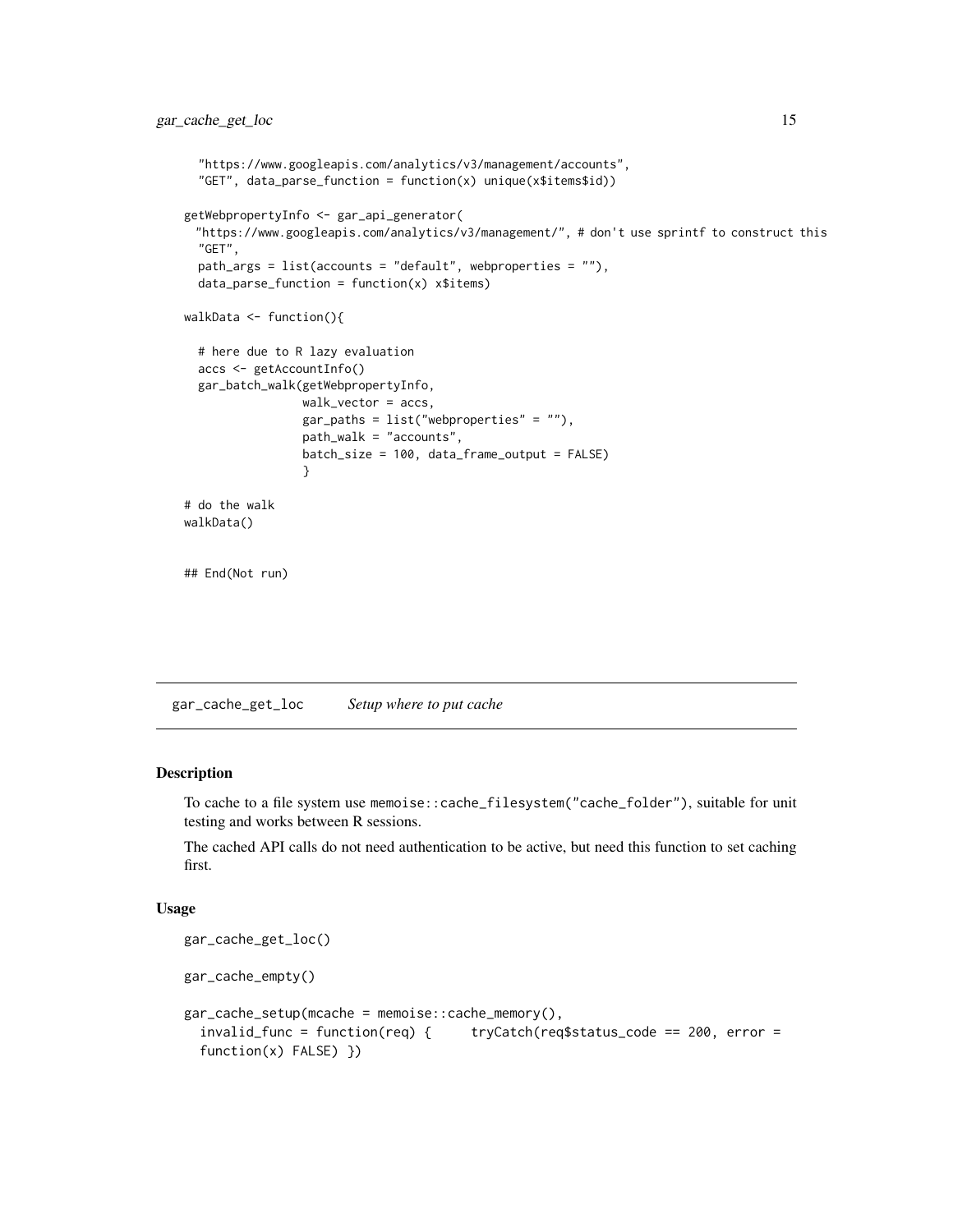```
  "https://www.googleapis.com/analytics/v3/management/accounts",
  "GET", data_parse_function = function(x) unique(x$items$id))

getWebpropertyInfo <- gar_api_generator(
 "https://www.googleapis.com/analytics/v3/management/", # don't use sprintf to construct this
  "GET",
  path_args = list(accounts = "default", webproperties = ""),
  data_parse_function = function(x) x$items)

walkData <- function(){

  # here due to R lazy evaluation
  accs <- getAccountInfo()
  gar_batch_walk(getWebpropertyInfo,
                 walk_vector = accs,
                 gar_paths = list("webproperties" = ""),
                 path_walk = "accounts",
                 batch_size = 100, data_frame_output = FALSE)
                 }

# do the walk
walkData()


## End(Not run)
```

## gar_cache_get_loc *Setup where to put cache*

### Description

To cache to a file system use `memoise::cache_filesystem("cache_folder")`, suitable for unit testing and works between R sessions.

The cached API calls do not need authentication to be active, but need this function to set caching first.

### Usage

```
gar_cache_get_loc()

gar_cache_empty()

gar_cache_setup(mcache = memoise::cache_memory(),
  invalid_func = function(req) {     tryCatch(req$status_code == 200, error =
  function(x) FALSE) })
```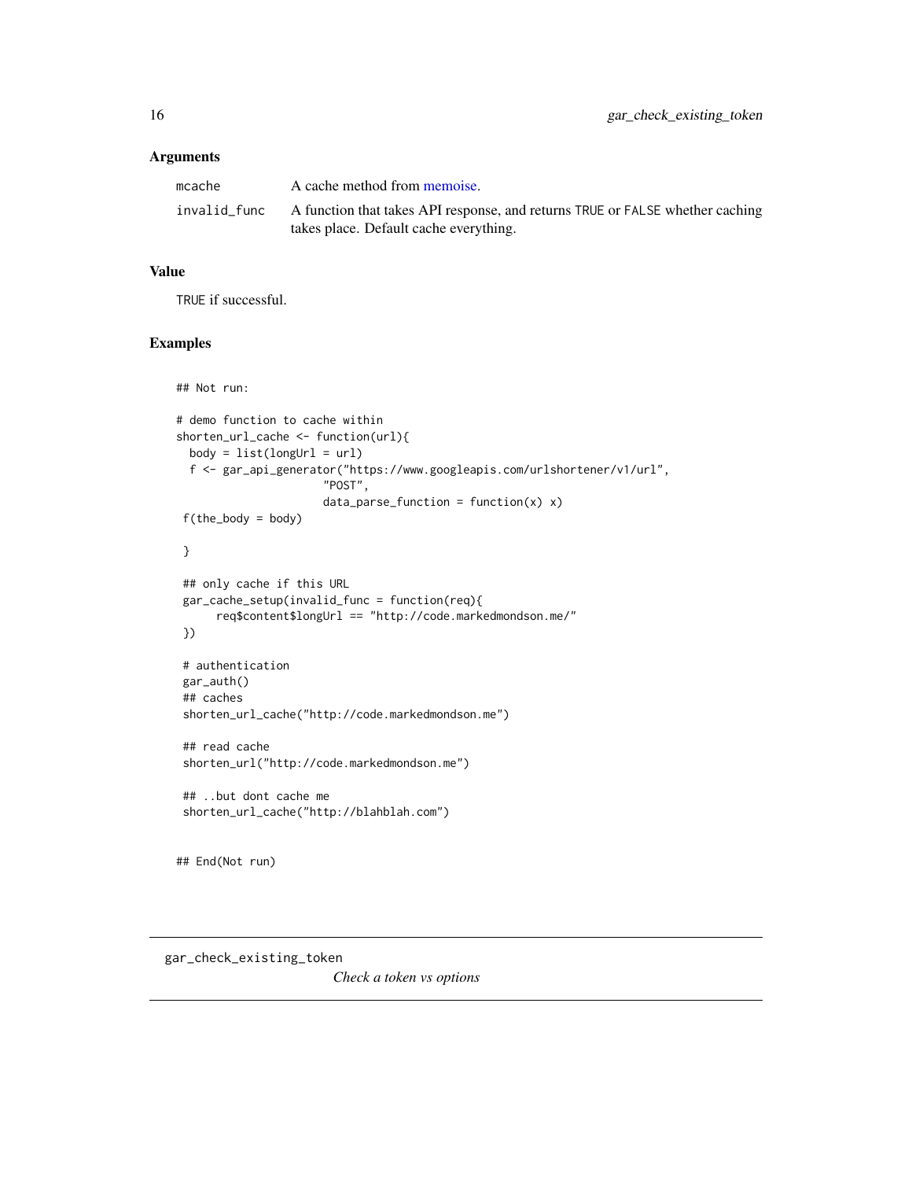### Arguments

| | |
|---|---|
| mcache | A cache method from memoise. |
| invalid_func | A function that takes API response, and returns TRUE or FALSE whether caching takes place. Default cache everything. |

### Value

TRUE if successful.

### Examples

```
## Not run:

# demo function to cache within
shorten_url_cache <- function(url){
  body = list(longUrl = url)
  f <- gar_api_generator("https://www.googleapis.com/urlshortener/v1/url",
                      "POST",
                      data_parse_function = function(x) x)
 f(the_body = body)

 }

 ## only cache if this URL
 gar_cache_setup(invalid_func = function(req){
      req$content$longUrl == "http://code.markedmondson.me/"
 })

 # authentication
 gar_auth()
 ## caches
 shorten_url_cache("http://code.markedmondson.me")

 ## read cache
 shorten_url("http://code.markedmondson.me")

 ## ..but dont cache me
 shorten_url_cache("http://blahblah.com")


## End(Not run)
```

---

## gar_check_existing_token

*Check a token vs options*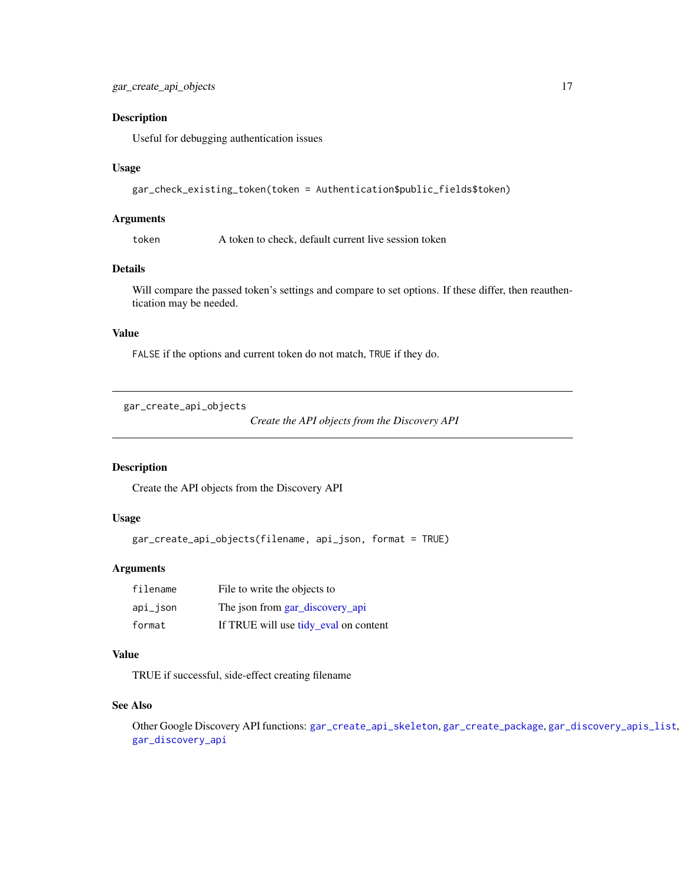### Description

Useful for debugging authentication issues

### Usage

```
gar_check_existing_token(token = Authentication$public_fields$token)
```

### Arguments

| | |
|---|---|
| token | A token to check, default current live session token |

### Details

Will compare the passed token's settings and compare to set options. If these differ, then reauthentication may be needed.

### Value

`FALSE` if the options and current token do not match, `TRUE` if they do.

---

## gar_create_api_objects

*Create the API objects from the Discovery API*

---

### Description

Create the API objects from the Discovery API

### Usage

```
gar_create_api_objects(filename, api_json, format = TRUE)
```

### Arguments

| | |
|---|---|
| filename | File to write the objects to |
| api_json | The json from gar_discovery_api |
| format | If TRUE will use tidy_eval on content |

### Value

TRUE if successful, side-effect creating filename

### See Also

Other Google Discovery API functions: `gar_create_api_skeleton`, `gar_create_package`, `gar_discovery_apis_list`, `gar_discovery_api`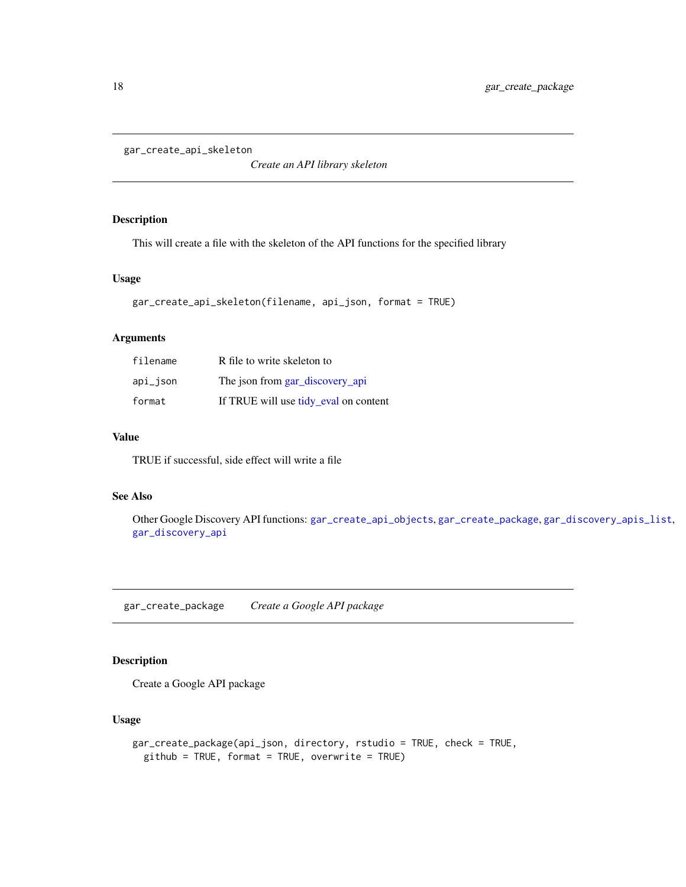## gar_create_api_skeleton

*Create an API library skeleton*

### Description

This will create a file with the skeleton of the API functions for the specified library

### Usage

```
gar_create_api_skeleton(filename, api_json, format = TRUE)
```

### Arguments

| | |
|---|---|
| filename | R file to write skeleton to |
| api_json | The json from gar_discovery_api |
| format | If TRUE will use tidy_eval on content |

### Value

TRUE if successful, side effect will write a file

### See Also

Other Google Discovery API functions: gar_create_api_objects, gar_create_package, gar_discovery_apis_list, gar_discovery_api

## gar_create_package

*Create a Google API package*

### Description

Create a Google API package

### Usage

```
gar_create_package(api_json, directory, rstudio = TRUE, check = TRUE,
  github = TRUE, format = TRUE, overwrite = TRUE)
```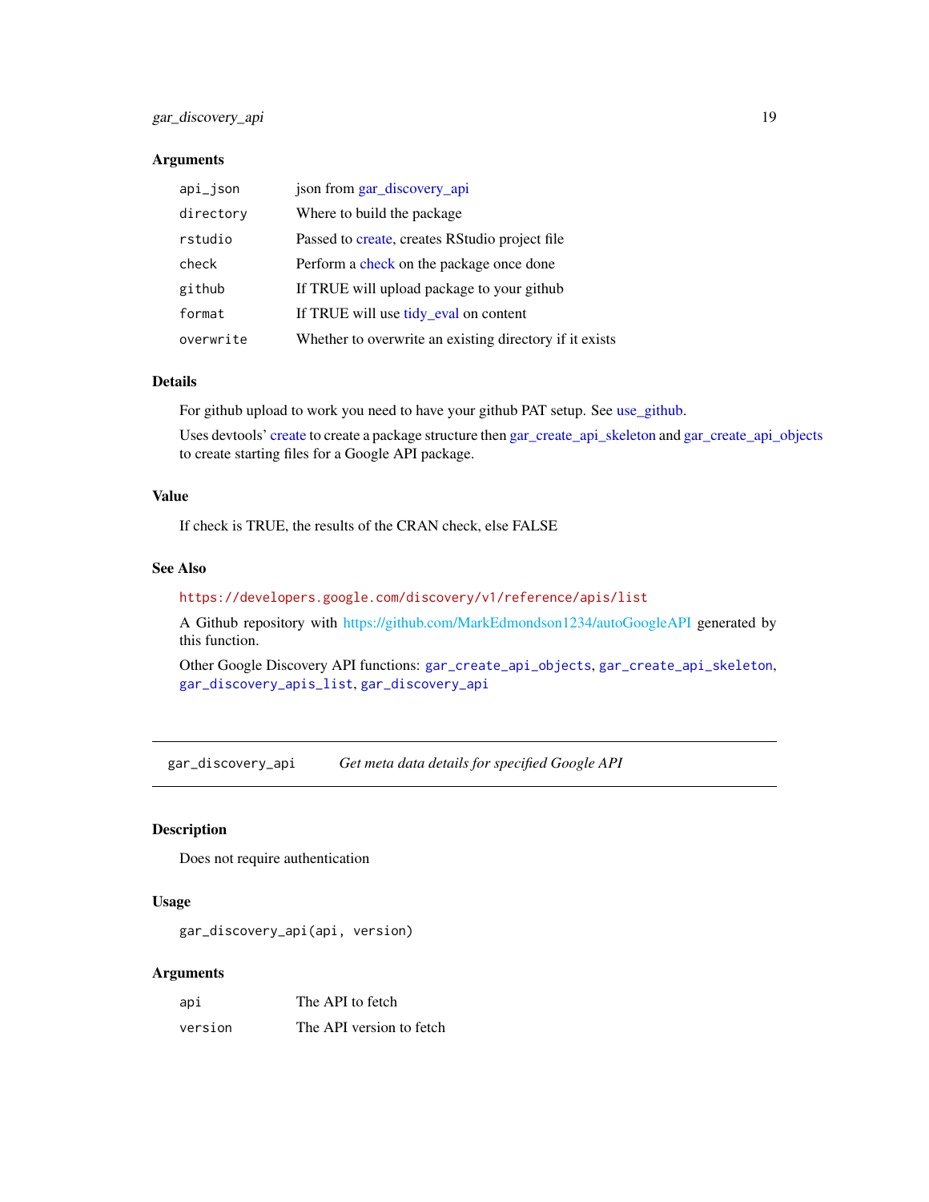### Arguments

| | |
|---|---|
| api_json | json from gar_discovery_api |
| directory | Where to build the package |
| rstudio | Passed to create, creates RStudio project file |
| check | Perform a check on the package once done |
| github | If TRUE will upload package to your github |
| format | If TRUE will use tidy_eval on content |
| overwrite | Whether to overwrite an existing directory if it exists |

### Details

For github upload to work you need to have your github PAT setup. See use_github.

Uses devtools' create to create a package structure then gar_create_api_skeleton and gar_create_api_objects to create starting files for a Google API package.

### Value

If check is TRUE, the results of the CRAN check, else FALSE

### See Also

`https://developers.google.com/discovery/v1/reference/apis/list`

A Github repository with https://github.com/MarkEdmondson1234/autoGoogleAPI generated by this function.

Other Google Discovery API functions: `gar_create_api_objects`, `gar_create_api_skeleton`, `gar_discovery_apis_list`, `gar_discovery_api`

---

## gar_discovery_api — *Get meta data details for specified Google API*

---

### Description

Does not require authentication

### Usage

```
gar_discovery_api(api, version)
```

### Arguments

| | |
|---|---|
| api | The API to fetch |
| version | The API version to fetch |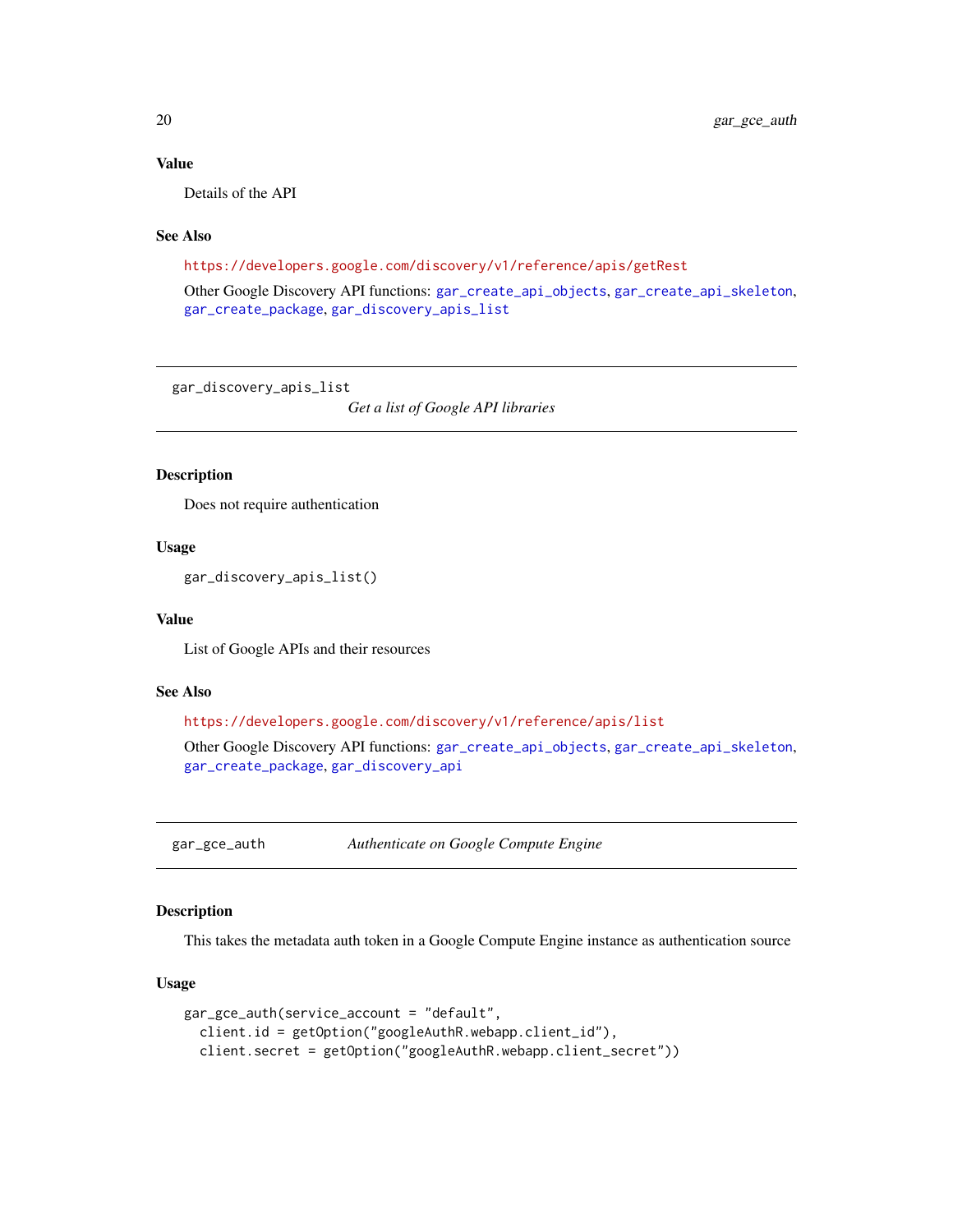### Value

Details of the API

### See Also

https://developers.google.com/discovery/v1/reference/apis/getRest

Other Google Discovery API functions: gar_create_api_objects, gar_create_api_skeleton, gar_create_package, gar_discovery_apis_list

---

## gar_discovery_apis_list    *Get a list of Google API libraries*

### Description

Does not require authentication

### Usage

```
gar_discovery_apis_list()
```

### Value

List of Google APIs and their resources

### See Also

https://developers.google.com/discovery/v1/reference/apis/list

Other Google Discovery API functions: gar_create_api_objects, gar_create_api_skeleton, gar_create_package, gar_discovery_api

---

## gar_gce_auth    *Authenticate on Google Compute Engine*

### Description

This takes the metadata auth token in a Google Compute Engine instance as authentication source

### Usage

```
gar_gce_auth(service_account = "default",
  client.id = getOption("googleAuthR.webapp.client_id"),
  client.secret = getOption("googleAuthR.webapp.client_secret"))
```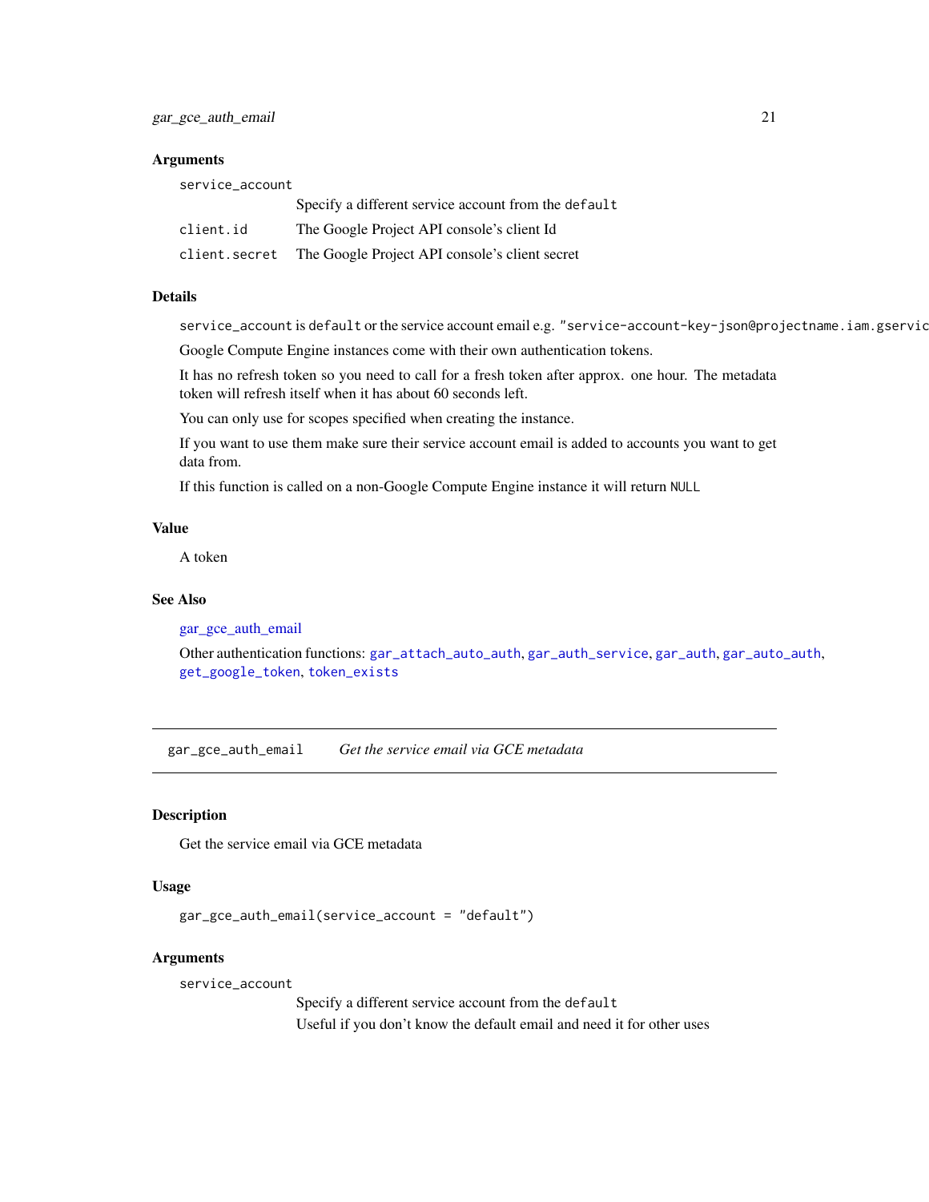### Arguments

service_account
: Specify a different service account from the `default`

client.id
: The Google Project API console's client Id

client.secret
: The Google Project API console's client secret

### Details

`service_account` is `default` or the service account email e.g. `"service-account-key-json@projectname.iam.gservic`

Google Compute Engine instances come with their own authentication tokens.

It has no refresh token so you need to call for a fresh token after approx. one hour. The metadata token will refresh itself when it has about 60 seconds left.

You can only use for scopes specified when creating the instance.

If you want to use them make sure their service account email is added to accounts you want to get data from.

If this function is called on a non-Google Compute Engine instance it will return `NULL`

### Value

A token

### See Also

gar_gce_auth_email

Other authentication functions: `gar_attach_auto_auth`, `gar_auth_service`, `gar_auth`, `gar_auto_auth`, `get_google_token`, `token_exists`

---

## gar_gce_auth_email    *Get the service email via GCE metadata*

---

### Description

Get the service email via GCE metadata

### Usage

```
gar_gce_auth_email(service_account = "default")
```

### Arguments

service_account
: Specify a different service account from the `default`
: Useful if you don't know the default email and need it for other uses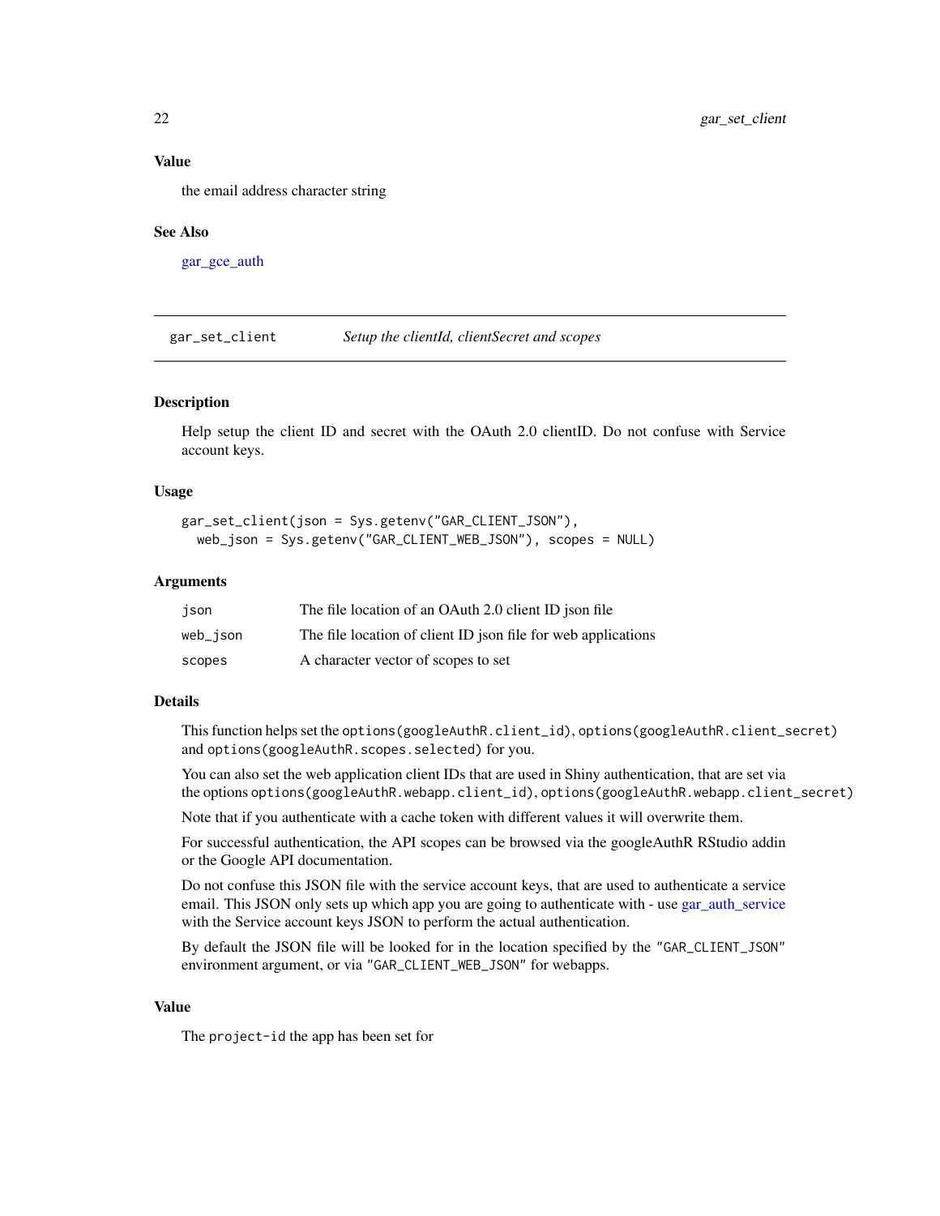### Value

the email address character string

### See Also

gar_gce_auth

---

## gar_set_client — *Setup the clientId, clientSecret and scopes*

---

### Description

Help setup the client ID and secret with the OAuth 2.0 clientID. Do not confuse with Service account keys.

### Usage

```
gar_set_client(json = Sys.getenv("GAR_CLIENT_JSON"),
  web_json = Sys.getenv("GAR_CLIENT_WEB_JSON"), scopes = NULL)
```

### Arguments

| | |
|---|---|
| `json` | The file location of an OAuth 2.0 client ID json file |
| `web_json` | The file location of client ID json file for web applications |
| `scopes` | A character vector of scopes to set |

### Details

This function helps set the `options(googleAuthR.client_id)`, `options(googleAuthR.client_secret)` and `options(googleAuthR.scopes.selected)` for you.

You can also set the web application client IDs that are used in Shiny authentication, that are set via the options `options(googleAuthR.webapp.client_id)`, `options(googleAuthR.webapp.client_secret)`

Note that if you authenticate with a cache token with different values it will overwrite them.

For successful authentication, the API scopes can be browsed via the googleAuthR RStudio addin or the Google API documentation.

Do not confuse this JSON file with the service account keys, that are used to authenticate a service email. This JSON only sets up which app you are going to authenticate with - use gar_auth_service with the Service account keys JSON to perform the actual authentication.

By default the JSON file will be looked for in the location specified by the `"GAR_CLIENT_JSON"` environment argument, or via `"GAR_CLIENT_WEB_JSON"` for webapps.

### Value

The `project-id` the app has been set for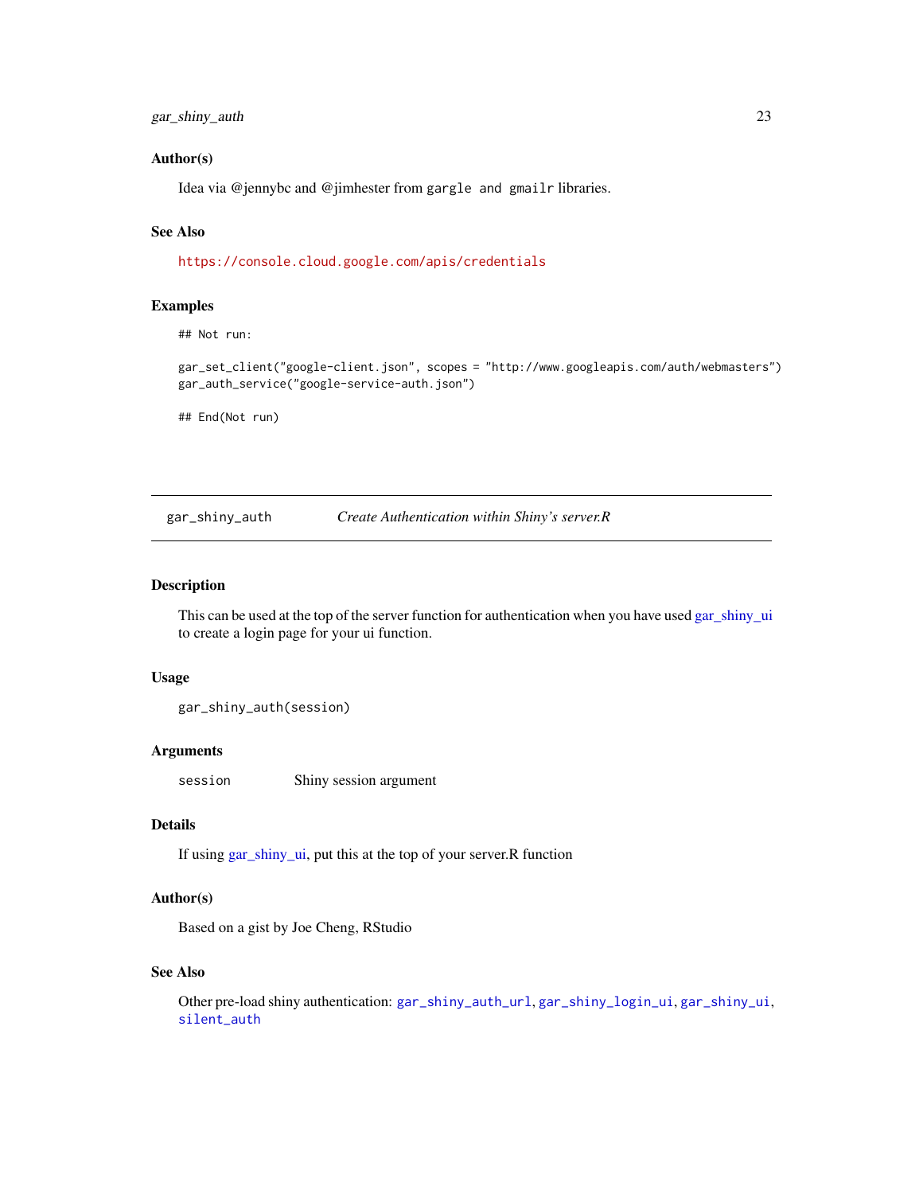### Author(s)

Idea via @jennybc and @jimhester from `gargle and gmailr` libraries.

### See Also

https://console.cloud.google.com/apis/credentials

### Examples

```
## Not run:

gar_set_client("google-client.json", scopes = "http://www.googleapis.com/auth/webmasters")
gar_auth_service("google-service-auth.json")

## End(Not run)
```

---

## gar_shiny_auth — *Create Authentication within Shiny's server.R*

### Description

This can be used at the top of the server function for authentication when you have used gar_shiny_ui to create a login page for your ui function.

### Usage

```
gar_shiny_auth(session)
```

### Arguments

| | |
|---|---|
| `session` | Shiny session argument |

### Details

If using gar_shiny_ui, put this at the top of your server.R function

### Author(s)

Based on a gist by Joe Cheng, RStudio

### See Also

Other pre-load shiny authentication: `gar_shiny_auth_url`, `gar_shiny_login_ui`, `gar_shiny_ui`, `silent_auth`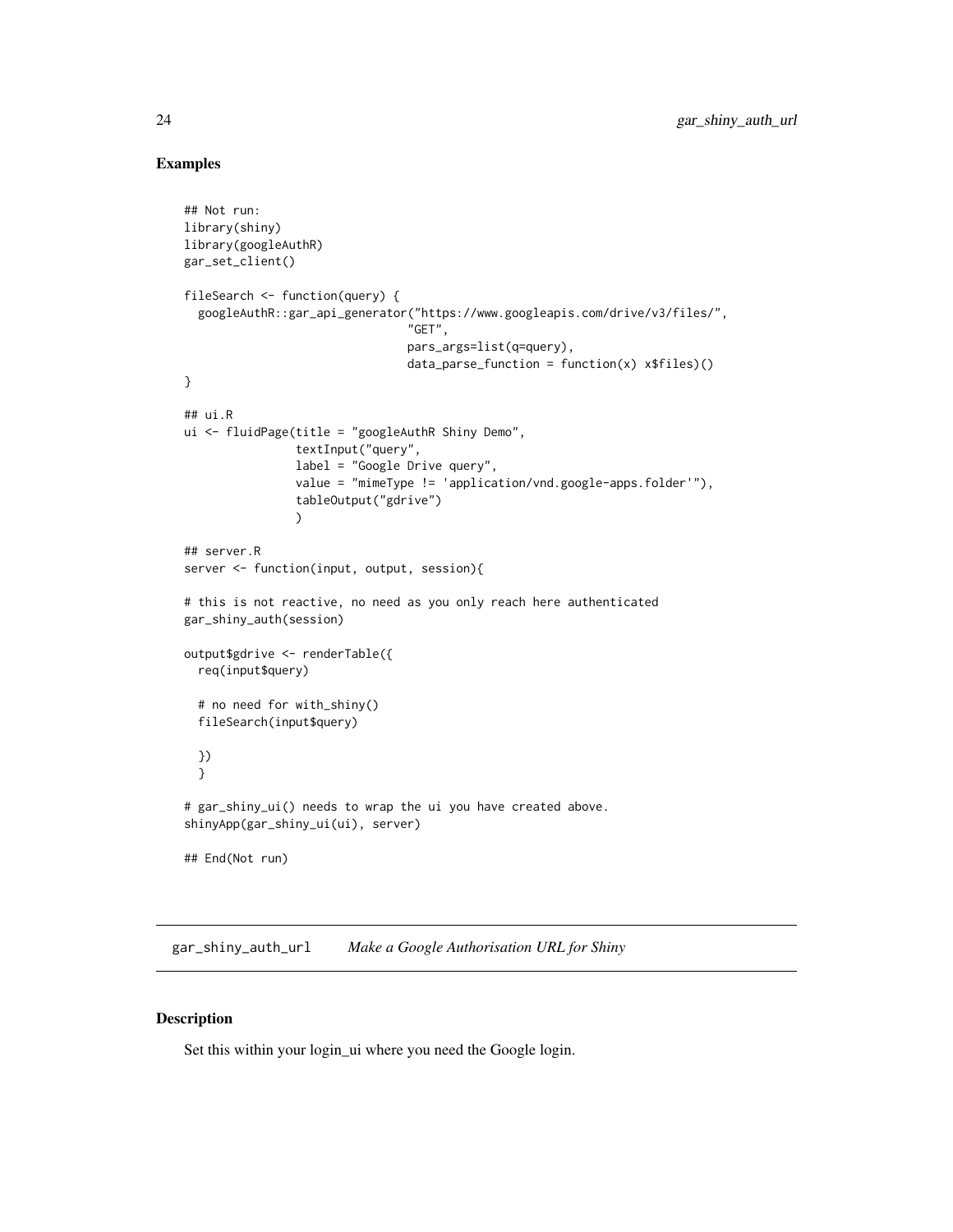## Examples

```
## Not run:
library(shiny)
library(googleAuthR)
gar_set_client()

fileSearch <- function(query) {
  googleAuthR::gar_api_generator("https://www.googleapis.com/drive/v3/files/",
                                "GET",
                                pars_args=list(q=query),
                                data_parse_function = function(x) x$files)()
}

## ui.R
ui <- fluidPage(title = "googleAuthR Shiny Demo",
                textInput("query",
                label = "Google Drive query",
                value = "mimeType != 'application/vnd.google-apps.folder'"),
                tableOutput("gdrive")
                )

## server.R
server <- function(input, output, session){

# this is not reactive, no need as you only reach here authenticated
gar_shiny_auth(session)

output$gdrive <- renderTable({
  req(input$query)

  # no need for with_shiny()
  fileSearch(input$query)

  })
  }

# gar_shiny_ui() needs to wrap the ui you have created above.
shinyApp(gar_shiny_ui(ui), server)

## End(Not run)
```

---

## gar_shiny_auth_url *Make a Google Authorisation URL for Shiny*

### Description

Set this within your login_ui where you need the Google login.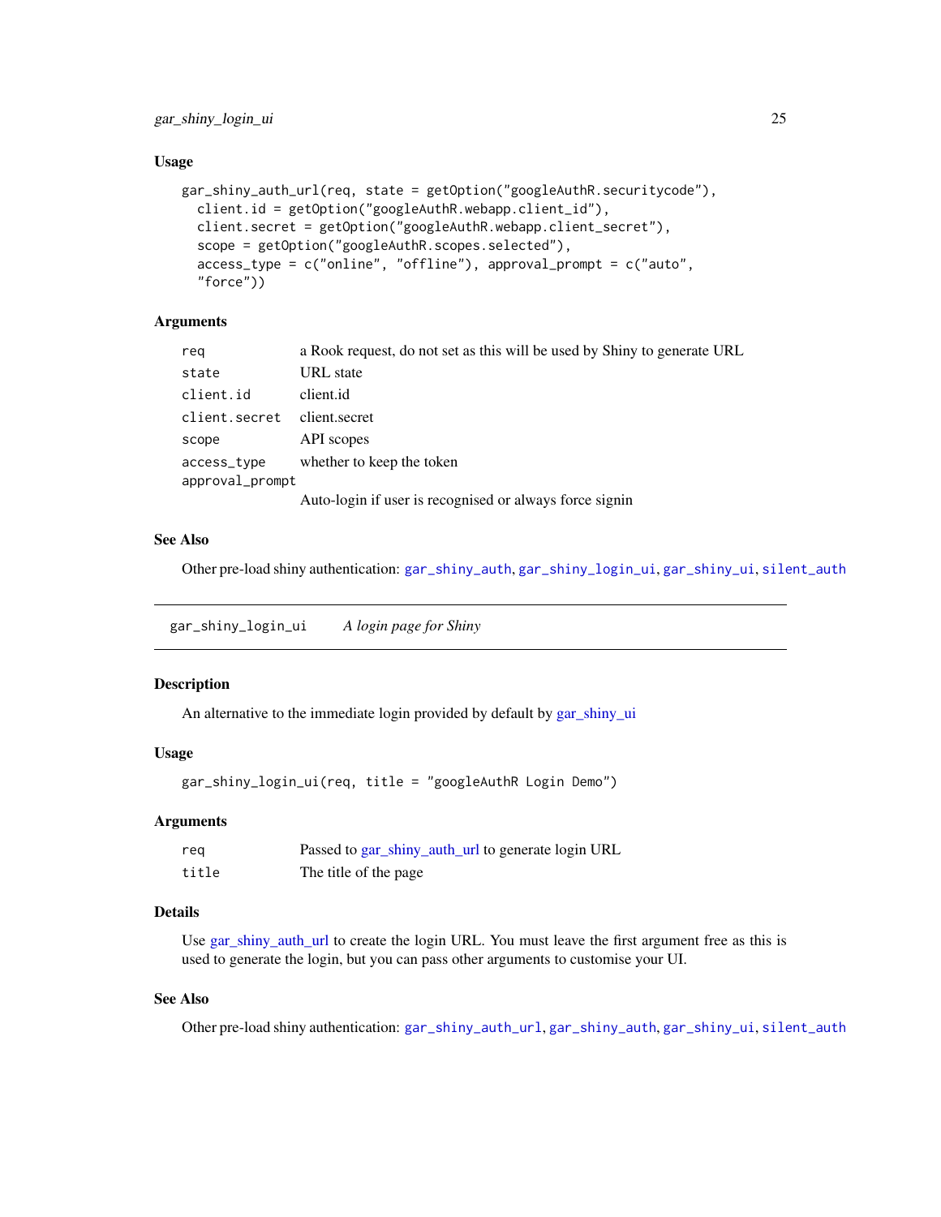### Usage

```
gar_shiny_auth_url(req, state = getOption("googleAuthR.securitycode"),
  client.id = getOption("googleAuthR.webapp.client_id"),
  client.secret = getOption("googleAuthR.webapp.client_secret"),
  scope = getOption("googleAuthR.scopes.selected"),
  access_type = c("online", "offline"), approval_prompt = c("auto",
  "force"))
```

### Arguments

| | |
|---|---|
| `req` | a Rook request, do not set as this will be used by Shiny to generate URL |
| `state` | URL state |
| `client.id` | client.id |
| `client.secret` | client.secret |
| `scope` | API scopes |
| `access_type` | whether to keep the token |
| `approval_prompt` | Auto-login if user is recognised or always force signin |

### See Also

Other pre-load shiny authentication: `gar_shiny_auth`, `gar_shiny_login_ui`, `gar_shiny_ui`, `silent_auth`

---

## `gar_shiny_login_ui` *A login page for Shiny*

### Description

An alternative to the immediate login provided by default by gar_shiny_ui

### Usage

```
gar_shiny_login_ui(req, title = "googleAuthR Login Demo")
```

### Arguments

| | |
|---|---|
| `req` | Passed to gar_shiny_auth_url to generate login URL |
| `title` | The title of the page |

### Details

Use gar_shiny_auth_url to create the login URL. You must leave the first argument free as this is used to generate the login, but you can pass other arguments to customise your UI.

### See Also

Other pre-load shiny authentication: `gar_shiny_auth_url`, `gar_shiny_auth`, `gar_shiny_ui`, `silent_auth`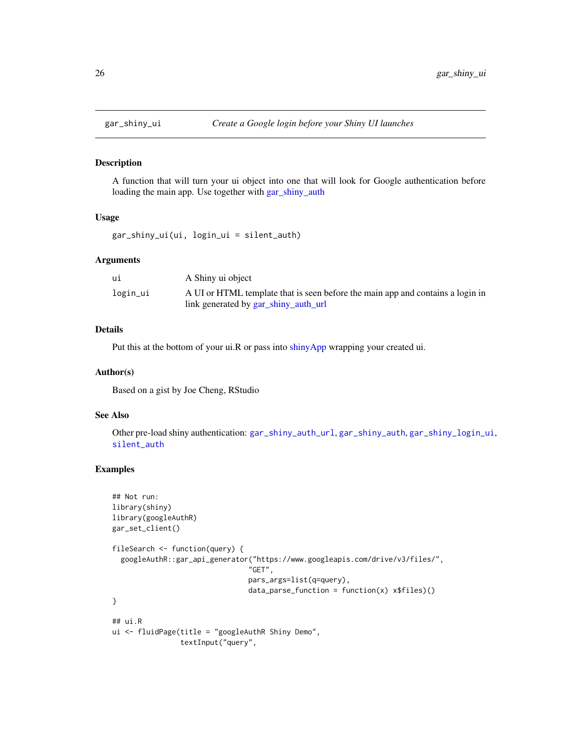## gar_shiny_ui — *Create a Google login before your Shiny UI launches*

### Description

A function that will turn your ui object into one that will look for Google authentication before loading the main app. Use together with gar_shiny_auth

### Usage

```
gar_shiny_ui(ui, login_ui = silent_auth)
```

### Arguments

| | |
|---|---|
| `ui` | A Shiny ui object |
| `login_ui` | A UI or HTML template that is seen before the main app and contains a login in link generated by gar_shiny_auth_url |

### Details

Put this at the bottom of your ui.R or pass into shinyApp wrapping your created ui.

### Author(s)

Based on a gist by Joe Cheng, RStudio

### See Also

Other pre-load shiny authentication: `gar_shiny_auth_url`, `gar_shiny_auth`, `gar_shiny_login_ui`, `silent_auth`

### Examples

```
## Not run:
library(shiny)
library(googleAuthR)
gar_set_client()

fileSearch <- function(query) {
  googleAuthR::gar_api_generator("https://www.googleapis.com/drive/v3/files/",
                                 "GET",
                                 pars_args=list(q=query),
                                 data_parse_function = function(x) x$files)()
}

## ui.R
ui <- fluidPage(title = "googleAuthR Shiny Demo",
                textInput("query",
```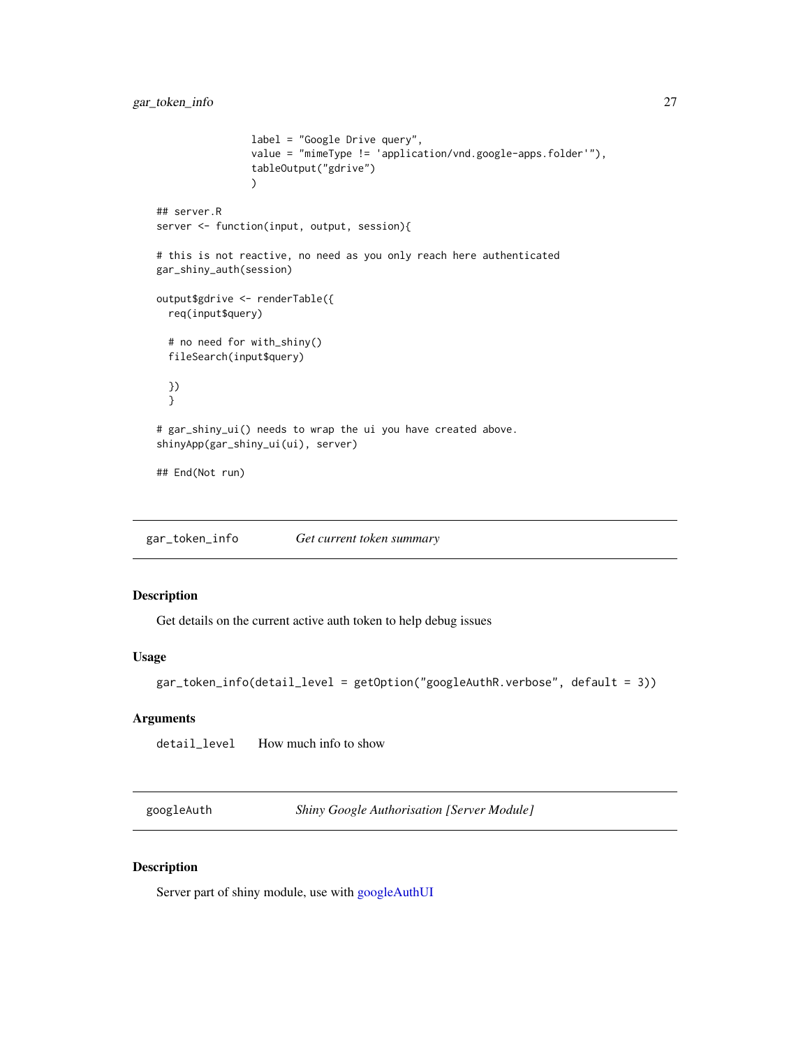```
                label = "Google Drive query",
                value = "mimeType != 'application/vnd.google-apps.folder'"),
                tableOutput("gdrive")
                )

## server.R
server <- function(input, output, session){

# this is not reactive, no need as you only reach here authenticated
gar_shiny_auth(session)

output$gdrive <- renderTable({
  req(input$query)

  # no need for with_shiny()
  fileSearch(input$query)

  })
  }

# gar_shiny_ui() needs to wrap the ui you have created above.
shinyApp(gar_shiny_ui(ui), server)

## End(Not run)
```

## gar_token_info — *Get current token summary*

### Description

Get details on the current active auth token to help debug issues

### Usage

```
gar_token_info(detail_level = getOption("googleAuthR.verbose", default = 3))
```

### Arguments

`detail_level` How much info to show

## googleAuth — *Shiny Google Authorisation [Server Module]*

### Description

Server part of shiny module, use with googleAuthUI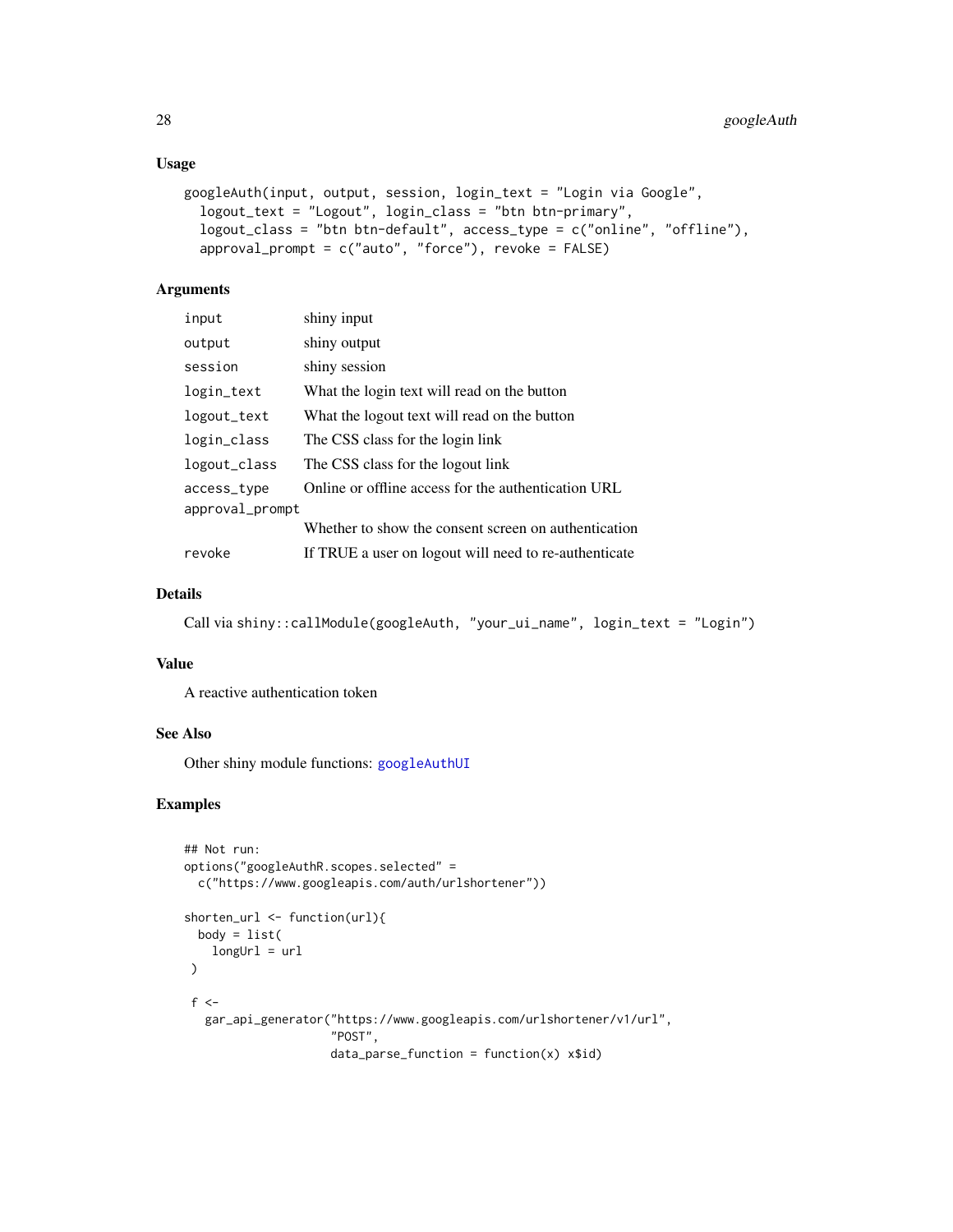### Usage

```
googleAuth(input, output, session, login_text = "Login via Google",
  logout_text = "Logout", login_class = "btn btn-primary",
  logout_class = "btn btn-default", access_type = c("online", "offline"),
  approval_prompt = c("auto", "force"), revoke = FALSE)
```

### Arguments

| | |
|---|---|
| `input` | shiny input |
| `output` | shiny output |
| `session` | shiny session |
| `login_text` | What the login text will read on the button |
| `logout_text` | What the logout text will read on the button |
| `login_class` | The CSS class for the login link |
| `logout_class` | The CSS class for the logout link |
| `access_type` | Online or offline access for the authentication URL |
| `approval_prompt` | Whether to show the consent screen on authentication |
| `revoke` | If TRUE a user on logout will need to re-authenticate |

### Details

Call via `shiny::callModule(googleAuth, "your_ui_name", login_text = "Login")`

### Value

A reactive authentication token

### See Also

Other shiny module functions: `googleAuthUI`

### Examples

```
## Not run:
options("googleAuthR.scopes.selected" =
  c("https://www.googleapis.com/auth/urlshortener"))

shorten_url <- function(url){
  body = list(
    longUrl = url
 )

 f <-
   gar_api_generator("https://www.googleapis.com/urlshortener/v1/url",
                     "POST",
                     data_parse_function = function(x) x$id)
```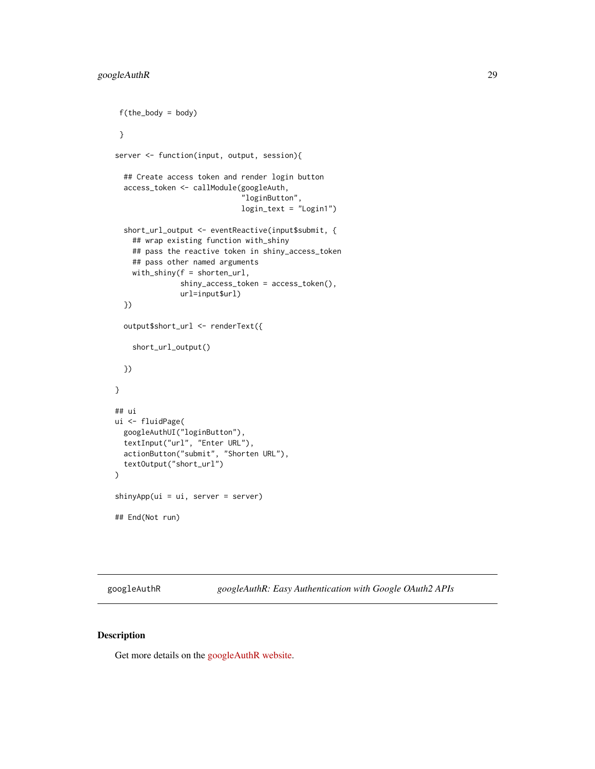```
 f(the_body = body)

 }

server <- function(input, output, session){

  ## Create access token and render login button
  access_token <- callModule(googleAuth,
                             "loginButton",
                             login_text = "Login1")

  short_url_output <- eventReactive(input$submit, {
    ## wrap existing function with_shiny
    ## pass the reactive token in shiny_access_token
    ## pass other named arguments
    with_shiny(f = shorten_url,
               shiny_access_token = access_token(),
               url=input$url)
  })

  output$short_url <- renderText({

    short_url_output()

  })

}

## ui
ui <- fluidPage(
  googleAuthUI("loginButton"),
  textInput("url", "Enter URL"),
  actionButton("submit", "Shorten URL"),
  textOutput("short_url")
)

shinyApp(ui = ui, server = server)

## End(Not run)
```

---

## googleAuthR *googleAuthR: Easy Authentication with Google OAuth2 APIs*

---

### Description

Get more details on the googleAuthR website.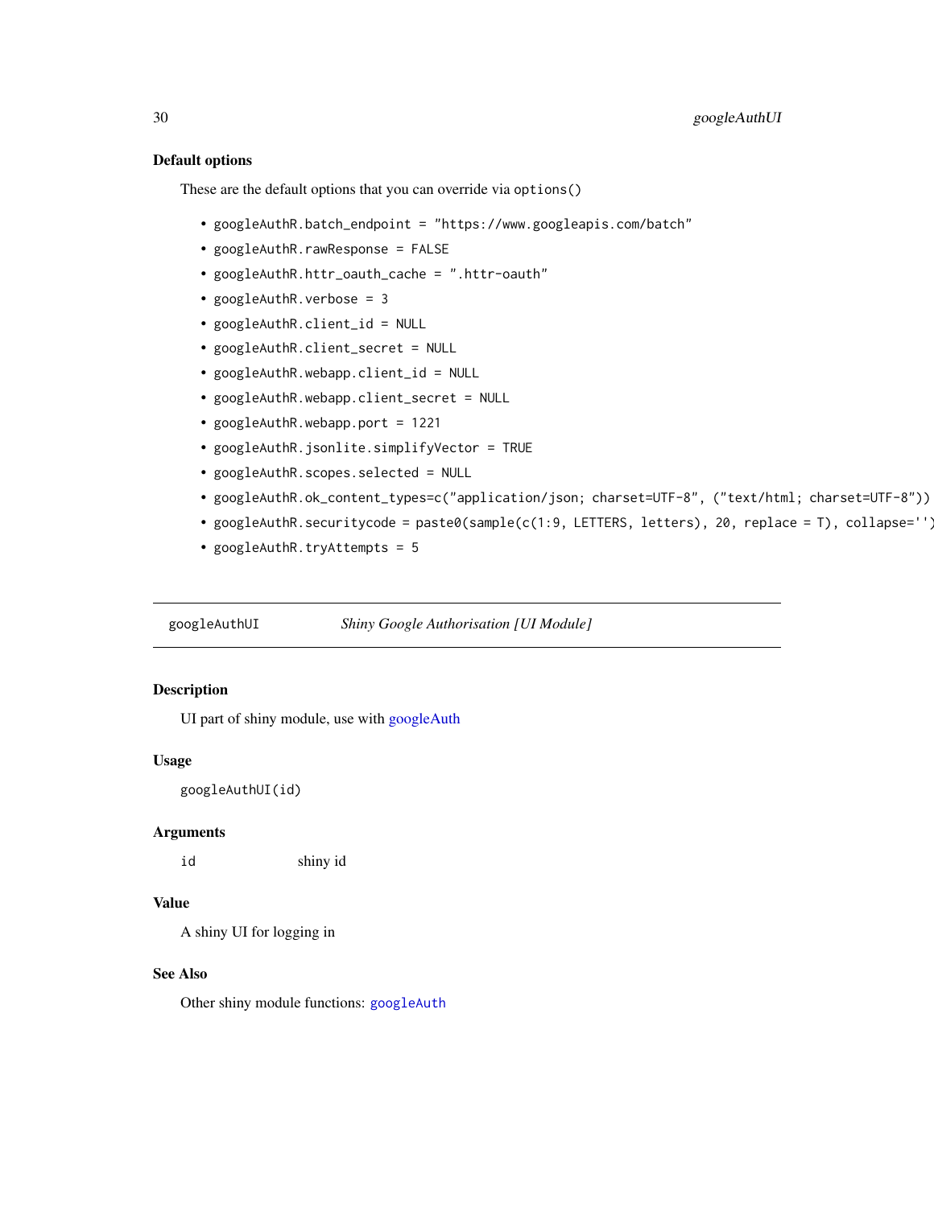### Default options

These are the default options that you can override via `options()`

- `googleAuthR.batch_endpoint = "https://www.googleapis.com/batch"`
- `googleAuthR.rawResponse = FALSE`
- `googleAuthR.httr_oauth_cache = ".httr-oauth"`
- `googleAuthR.verbose = 3`
- `googleAuthR.client_id = NULL`
- `googleAuthR.client_secret = NULL`
- `googleAuthR.webapp.client_id = NULL`
- `googleAuthR.webapp.client_secret = NULL`
- `googleAuthR.webapp.port = 1221`
- `googleAuthR.jsonlite.simplifyVector = TRUE`
- `googleAuthR.scopes.selected = NULL`
- `googleAuthR.ok_content_types=c("application/json; charset=UTF-8", ("text/html; charset=UTF-8"))`
- `googleAuthR.securitycode = paste0(sample(c(1:9, LETTERS, letters), 20, replace = T), collapse='')`
- `googleAuthR.tryAttempts = 5`

---

## googleAuthUI — *Shiny Google Authorisation [UI Module]*

### Description

UI part of shiny module, use with googleAuth

### Usage

```
googleAuthUI(id)
```

### Arguments

| | |
|---|---|
| `id` | shiny id |

### Value

A shiny UI for logging in

### See Also

Other shiny module functions: `googleAuth`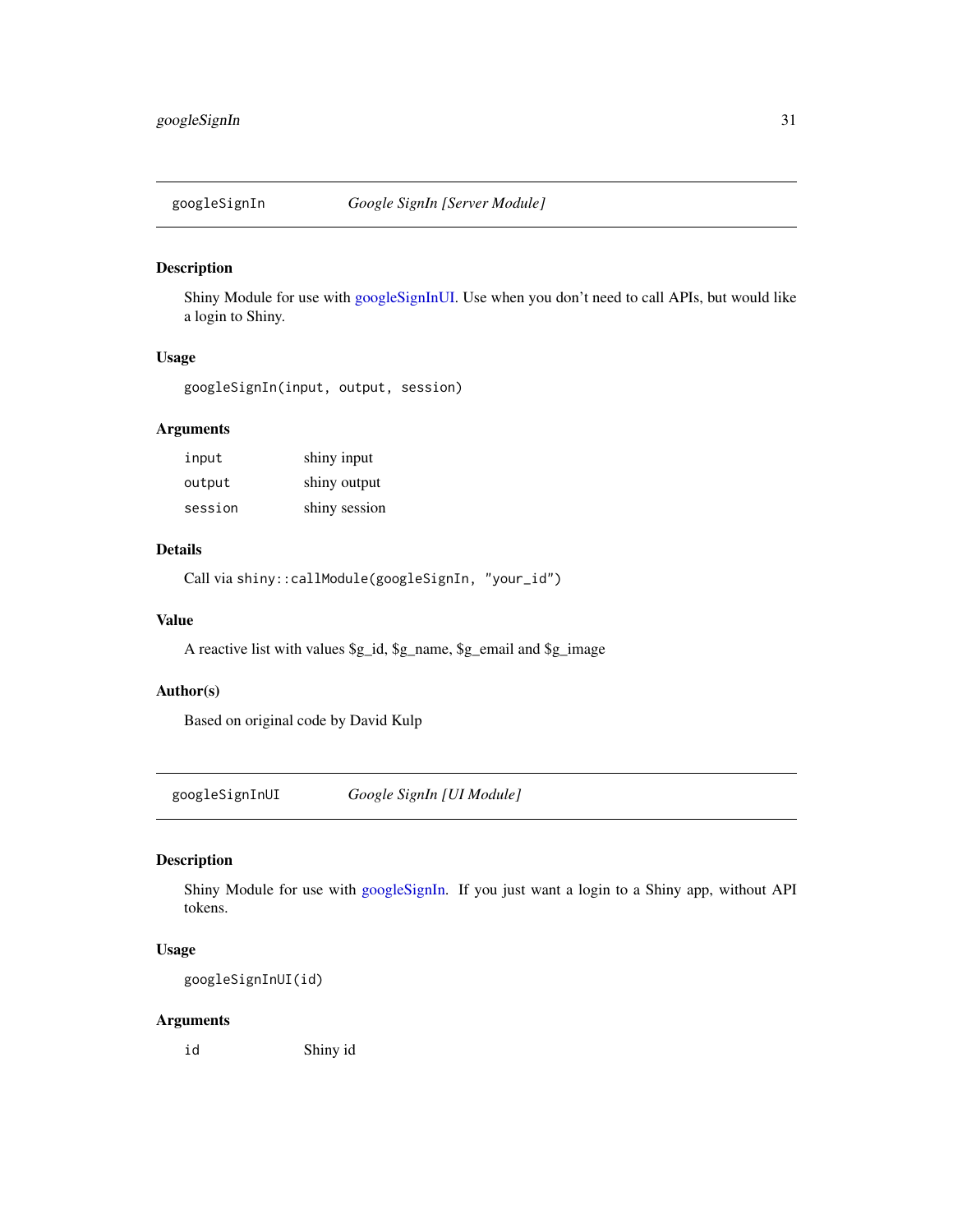## googleSignIn — *Google SignIn [Server Module]*

### Description

Shiny Module for use with googleSignInUI. Use when you don't need to call APIs, but would like a login to Shiny.

### Usage

```
googleSignIn(input, output, session)
```

### Arguments

| | |
|---|---|
| `input` | shiny input |
| `output` | shiny output |
| `session` | shiny session |

### Details

Call via `shiny::callModule(googleSignIn, "your_id")`

### Value

A reactive list with values $g_id, $g_name, $g_email and $g_image

### Author(s)

Based on original code by David Kulp

## googleSignInUI — *Google SignIn [UI Module]*

### Description

Shiny Module for use with googleSignIn. If you just want a login to a Shiny app, without API tokens.

### Usage

```
googleSignInUI(id)
```

### Arguments

| | |
|---|---|
| `id` | Shiny id |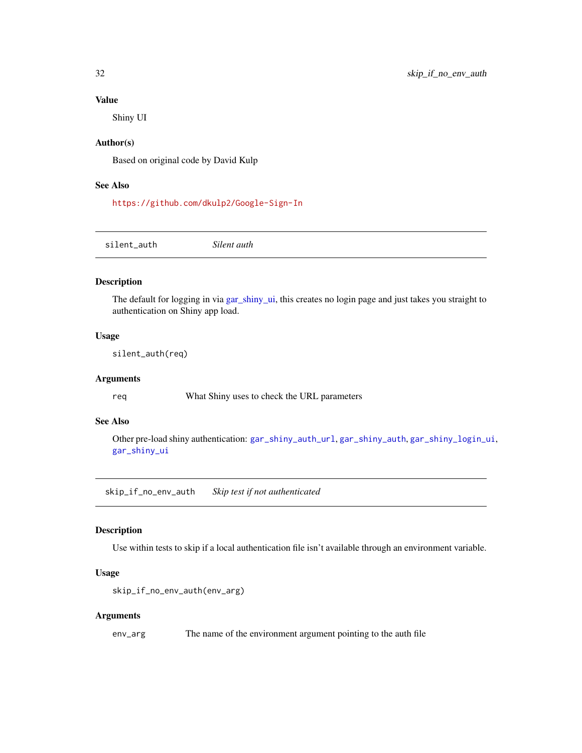### Value

Shiny UI

### Author(s)

Based on original code by David Kulp

### See Also

https://github.com/dkulp2/Google-Sign-In

---

## silent_auth *Silent auth*

### Description

The default for logging in via gar_shiny_ui, this creates no login page and just takes you straight to authentication on Shiny app load.

### Usage

```
silent_auth(req)
```

### Arguments

| | |
|---|---|
| `req` | What Shiny uses to check the URL parameters |

### See Also

Other pre-load shiny authentication: `gar_shiny_auth_url`, `gar_shiny_auth`, `gar_shiny_login_ui`, `gar_shiny_ui`

---

## skip_if_no_env_auth *Skip test if not authenticated*

### Description

Use within tests to skip if a local authentication file isn't available through an environment variable.

### Usage

```
skip_if_no_env_auth(env_arg)
```

### Arguments

| | |
|---|---|
| `env_arg` | The name of the environment argument pointing to the auth file |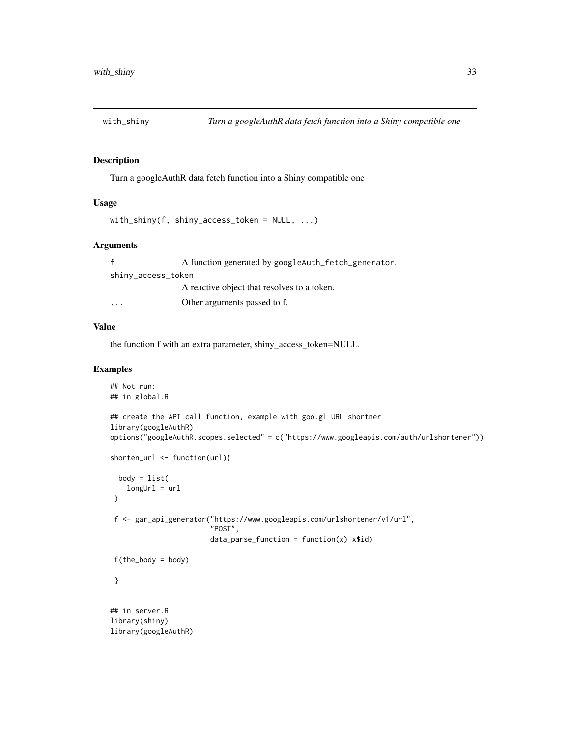## with_shiny — *Turn a googleAuthR data fetch function into a Shiny compatible one*

### Description

Turn a googleAuthR data fetch function into a Shiny compatible one

### Usage

```
with_shiny(f, shiny_access_token = NULL, ...)
```

### Arguments

| | |
|---|---|
| f | A function generated by `googleAuth_fetch_generator`. |
| shiny_access_token | A reactive object that resolves to a token. |
| ... | Other arguments passed to f. |

### Value

the function f with an extra parameter, shiny_access_token=NULL.

### Examples

```
## Not run:
## in global.R

## create the API call function, example with goo.gl URL shortner
library(googleAuthR)
options("googleAuthR.scopes.selected" = c("https://www.googleapis.com/auth/urlshortener"))

shorten_url <- function(url){

  body = list(
    longUrl = url
 )

 f <- gar_api_generator("https://www.googleapis.com/urlshortener/v1/url",
                        "POST",
                        data_parse_function = function(x) x$id)

 f(the_body = body)

 }


## in server.R
library(shiny)
library(googleAuthR)
```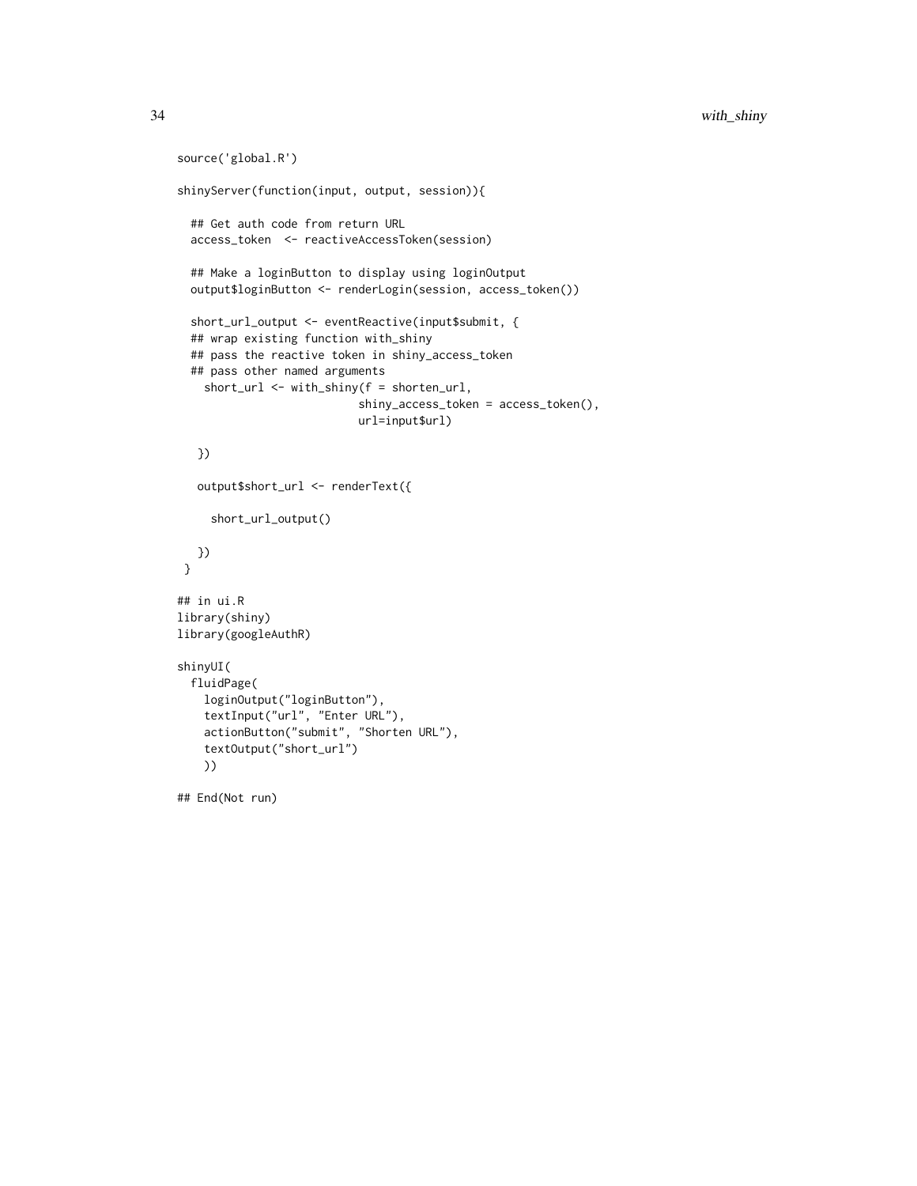```
source('global.R')

shinyServer(function(input, output, session)){

  ## Get auth code from return URL
  access_token  <- reactiveAccessToken(session)

  ## Make a loginButton to display using loginOutput
  output$loginButton <- renderLogin(session, access_token())

  short_url_output <- eventReactive(input$submit, {
  ## wrap existing function with_shiny
  ## pass the reactive token in shiny_access_token
  ## pass other named arguments
    short_url <- with_shiny(f = shorten_url,
                           shiny_access_token = access_token(),
                           url=input$url)

   })

   output$short_url <- renderText({

     short_url_output()

   })
 }

## in ui.R
library(shiny)
library(googleAuthR)

shinyUI(
  fluidPage(
    loginOutput("loginButton"),
    textInput("url", "Enter URL"),
    actionButton("submit", "Shorten URL"),
    textOutput("short_url")
    ))

## End(Not run)
```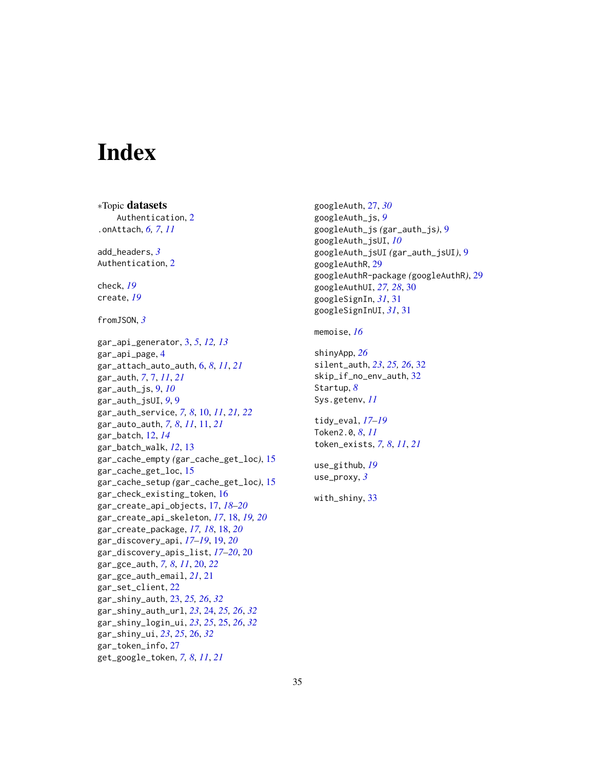# Index

∗Topic **datasets**
    Authentication, 2
.onAttach, *6, 7*, *11*

add_headers, *3*
Authentication, 2

check, *19*
create, *19*

fromJSON, *3*

gar_api_generator, 3, *5*, *12, 13*
gar_api_page, 4
gar_attach_auto_auth, 6, *8*, *11*, *21*
gar_auth, *7*, 7, *11*, *21*
gar_auth_js, 9, *10*
gar_auth_jsUI, *9*, 9
gar_auth_service, *7, 8*, 10, *11*, *21, 22*
gar_auto_auth, *7, 8*, *11*, 11, *21*
gar_batch, 12, *14*
gar_batch_walk, *12*, 13
gar_cache_empty *(*gar_cache_get_loc*)*, 15
gar_cache_get_loc, 15
gar_cache_setup *(*gar_cache_get_loc*)*, 15
gar_check_existing_token, 16
gar_create_api_objects, 17, *18–20*
gar_create_api_skeleton, *17*, 18, *19, 20*
gar_create_package, *17, 18*, 18, *20*
gar_discovery_api, *17–19*, 19, *20*
gar_discovery_apis_list, *17–20*, 20
gar_gce_auth, *7, 8*, *11*, 20, *22*
gar_gce_auth_email, *21*, 21
gar_set_client, 22
gar_shiny_auth, 23, *25, 26*, *32*
gar_shiny_auth_url, *23*, 24, *25, 26*, *32*
gar_shiny_login_ui, *23*, *25*, 25, *26*, *32*
gar_shiny_ui, *23*, *25*, 26, *32*
gar_token_info, 27
get_google_token, *7, 8*, *11*, *21*

googleAuth, 27, *30*
googleAuth_js, *9*
googleAuth_js *(*gar_auth_js*)*, 9
googleAuth_jsUI, *10*
googleAuth_jsUI *(*gar_auth_jsUI*)*, 9
googleAuthR, 29
googleAuthR-package *(*googleAuthR*)*, 29
googleAuthUI, *27, 28*, 30
googleSignIn, *31*, 31
googleSignInUI, *31*, 31

memoise, *16*

shinyApp, *26*
silent_auth, *23*, *25, 26*, 32
skip_if_no_env_auth, 32
Startup, *8*
Sys.getenv, *11*

tidy_eval, *17–19*
Token2.0, *8*, *11*
token_exists, *7, 8*, *11*, *21*

use_github, *19*
use_proxy, *3*

with_shiny, 33